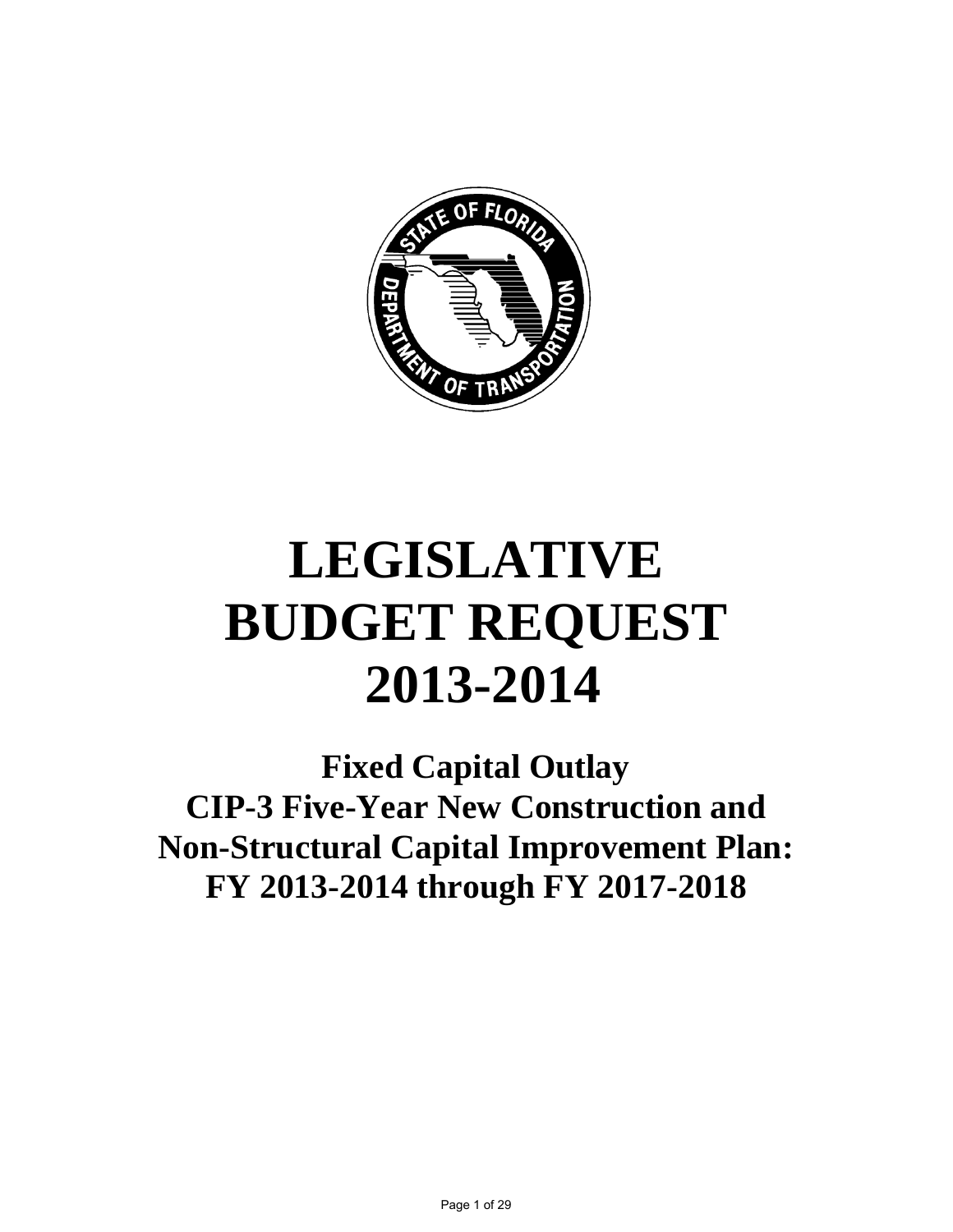# LEGISLATIVE BUDGET REQUEST 2013-2014

## Fixed Capital Outlay
## CIP-3 Five-Year New Construction and Non-Structural Capital Improvement Plan: FY 2013-2014 through FY 2017-2018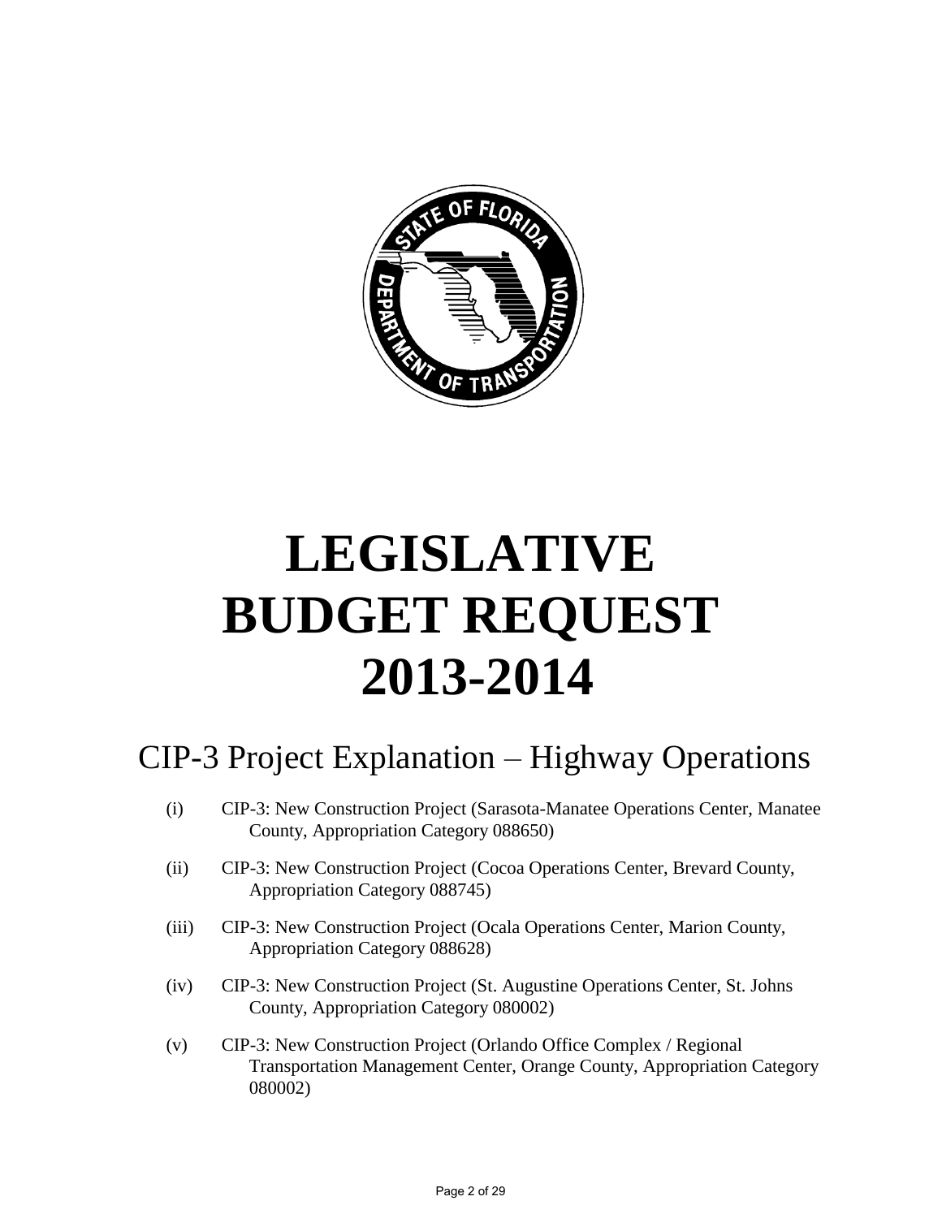# LEGISLATIVE BUDGET REQUEST 2013-2014

## CIP-3 Project Explanation – Highway Operations

(i) CIP-3: New Construction Project (Sarasota-Manatee Operations Center, Manatee County, Appropriation Category 088650)

(ii) CIP-3: New Construction Project (Cocoa Operations Center, Brevard County, Appropriation Category 088745)

(iii) CIP-3: New Construction Project (Ocala Operations Center, Marion County, Appropriation Category 088628)

(iv) CIP-3: New Construction Project (St. Augustine Operations Center, St. Johns County, Appropriation Category 080002)

(v) CIP-3: New Construction Project (Orlando Office Complex / Regional Transportation Management Center, Orange County, Appropriation Category 080002)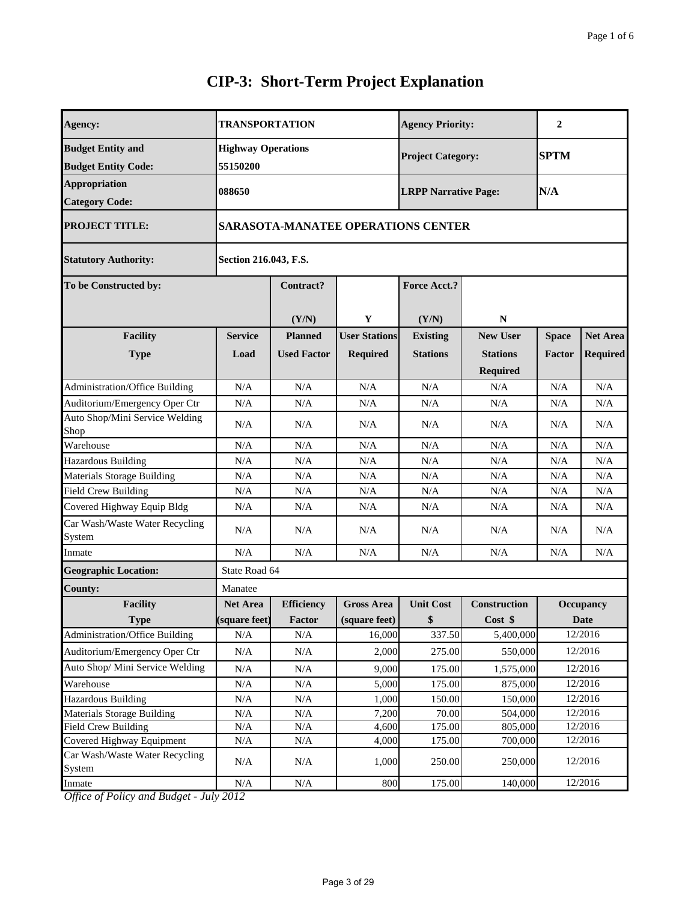# CIP-3: Short-Term Project Explanation

| | | | | | | | |
|---|---|---|---|---|---|---|---|
| **Agency:** | **TRANSPORTATION** | | | **Agency Priority:** | | **2** | |
| **Budget Entity and Budget Entity Code:** | **Highway Operations 55150200** | | | **Project Category:** | | **SPTM** | |
| **Appropriation Category Code:** | **088650** | | | **LRPP Narrative Page:** | | **N/A** | |
| **PROJECT TITLE:** | **SARASOTA-MANATEE OPERATIONS CENTER** | | | | | | |
| **Statutory Authority:** | **Section 216.043, F.S.** | | | | | | |
| **To be Constructed by:** | | **Contract? (Y/N)** | **Y** | **Force Acct.? (Y/N)** | **N** | | |
| **Facility Type** | **Service Load** | **Planned Used Factor** | **User Stations Required** | **Existing Stations** | **New User Stations Required** | **Space Factor** | **Net Area Required** |
| Administration/Office Building | N/A | N/A | N/A | N/A | N/A | N/A | N/A |
| Auditorium/Emergency Oper Ctr | N/A | N/A | N/A | N/A | N/A | N/A | N/A |
| Auto Shop/Mini Service Welding Shop | N/A | N/A | N/A | N/A | N/A | N/A | N/A |
| Warehouse | N/A | N/A | N/A | N/A | N/A | N/A | N/A |
| Hazardous Building | N/A | N/A | N/A | N/A | N/A | N/A | N/A |
| Materials Storage Building | N/A | N/A | N/A | N/A | N/A | N/A | N/A |
| Field Crew Building | N/A | N/A | N/A | N/A | N/A | N/A | N/A |
| Covered Highway Equip Bldg | N/A | N/A | N/A | N/A | N/A | N/A | N/A |
| Car Wash/Waste Water Recycling System | N/A | N/A | N/A | N/A | N/A | N/A | N/A |
| Inmate | N/A | N/A | N/A | N/A | N/A | N/A | N/A |
| **Geographic Location:** | State Road 64 | | | | | | |
| **County:** | Manatee | | | | | | |
| **Facility Type** | **Net Area (square feet)** | **Efficiency Factor** | **Gross Area (square feet)** | **Unit Cost $** | **Construction Cost $** | **Occupancy Date** | |
| Administration/Office Building | N/A | N/A | 16,000 | 337.50 | 5,400,000 | 12/2016 | |
| Auditorium/Emergency Oper Ctr | N/A | N/A | 2,000 | 275.00 | 550,000 | 12/2016 | |
| Auto Shop/ Mini Service Welding | N/A | N/A | 9,000 | 175.00 | 1,575,000 | 12/2016 | |
| Warehouse | N/A | N/A | 5,000 | 175.00 | 875,000 | 12/2016 | |
| Hazardous Building | N/A | N/A | 1,000 | 150.00 | 150,000 | 12/2016 | |
| Materials Storage Building | N/A | N/A | 7,200 | 70.00 | 504,000 | 12/2016 | |
| Field Crew Building | N/A | N/A | 4,600 | 175.00 | 805,000 | 12/2016 | |
| Covered Highway Equipment | N/A | N/A | 4,000 | 175.00 | 700,000 | 12/2016 | |
| Car Wash/Waste Water Recycling System | N/A | N/A | 1,000 | 250.00 | 250,000 | 12/2016 | |
| Inmate | N/A | N/A | 800 | 175.00 | 140,000 | 12/2016 | |

*Office of Policy and Budget - July 2012*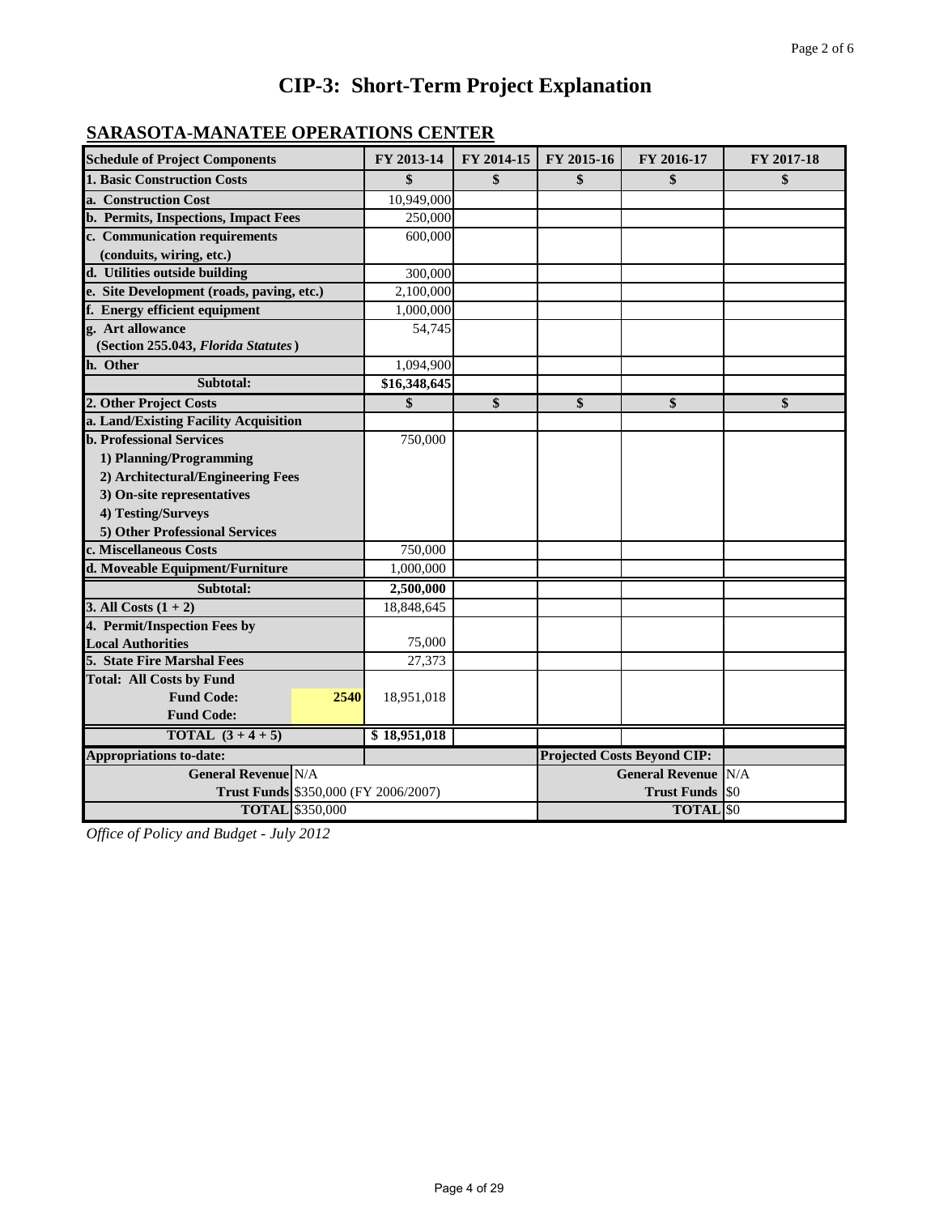# CIP-3: Short-Term Project Explanation

## SARASOTA-MANATEE OPERATIONS CENTER

| Schedule of Project Components | | FY 2013-14 | FY 2014-15 | FY 2015-16 | FY 2016-17 | FY 2017-18 |
|---|---|---|---|---|---|---|
| **1. Basic Construction Costs** | | **$** | **$** | **$** | **$** | **$** |
| **a. Construction Cost** | | 10,949,000 | | | | |
| **b. Permits, Inspections, Impact Fees** | | 250,000 | | | | |
| **c. Communication requirements (conduits, wiring, etc.)** | | 600,000 | | | | |
| **d. Utilities outside building** | | 300,000 | | | | |
| **e. Site Development (roads, paving, etc.)** | | 2,100,000 | | | | |
| **f. Energy efficient equipment** | | 1,000,000 | | | | |
| **g. Art allowance (Section 255.043, *Florida Statutes*)** | | 54,745 | | | | |
| **h. Other** | | 1,094,900 | | | | |
| **Subtotal:** | | **$16,348,645** | | | | |
| **2. Other Project Costs** | | **$** | **$** | **$** | **$** | **$** |
| **a. Land/Existing Facility Acquisition** | | | | | | |
| **b. Professional Services** | | 750,000 | | | | |
| **1) Planning/Programming** | | | | | | |
| **2) Architectural/Engineering Fees** | | | | | | |
| **3) On-site representatives** | | | | | | |
| **4) Testing/Surveys** | | | | | | |
| **5) Other Professional Services** | | | | | | |
| **c. Miscellaneous Costs** | | 750,000 | | | | |
| **d. Moveable Equipment/Furniture** | | 1,000,000 | | | | |
| **Subtotal:** | | **2,500,000** | | | | |
| **3. All Costs (1 + 2)** | | 18,848,645 | | | | |
| **4. Permit/Inspection Fees by Local Authorities** | | 75,000 | | | | |
| **5. State Fire Marshal Fees** | | 27,373 | | | | |
| **Total: All Costs by Fund** | | | | | | |
| **Fund Code:** | **2540** | 18,951,018 | | | | |
| **Fund Code:** | | | | | | |
| **TOTAL (3 + 4 + 5)** | | **$ 18,951,018** | | | | |

| Appropriations to-date: | | Projected Costs Beyond CIP: | |
|---|---|---|---|
| **General Revenue** | N/A | **General Revenue** | N/A |
| **Trust Funds** | $350,000 (FY 2006/2007) | **Trust Funds** | $0 |
| **TOTAL** | $350,000 | **TOTAL** | $0 |

*Office of Policy and Budget - July 2012*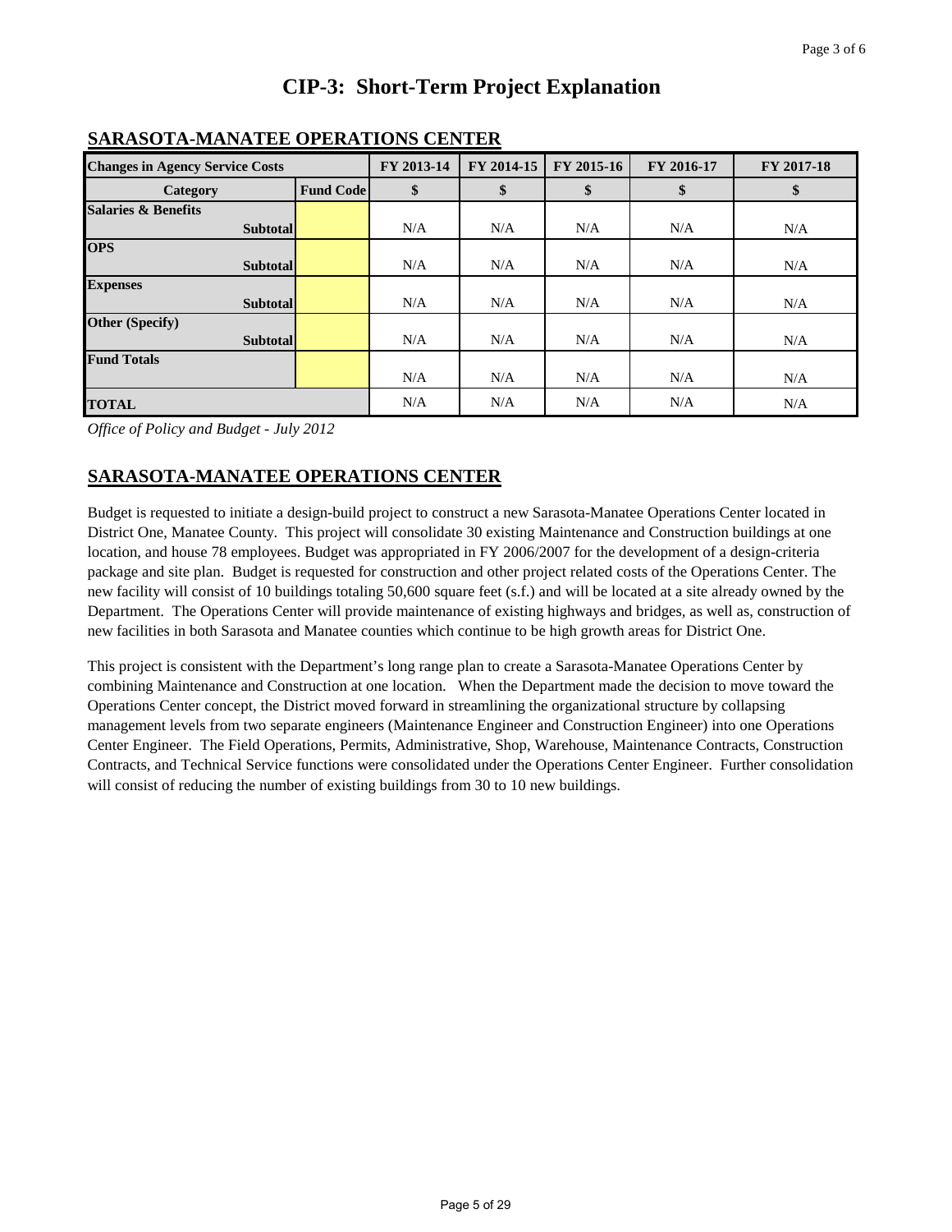# CIP-3: Short-Term Project Explanation

## SARASOTA-MANATEE OPERATIONS CENTER

| Changes in Agency Service Costs | | FY 2013-14 | FY 2014-15 | FY 2015-16 | FY 2016-17 | FY 2017-18 |
|---|---|---|---|---|---|---|
| **Category** | **Fund Code** | **$** | **$** | **$** | **$** | **$** |
| **Salaries & Benefits** | | | | | | |
| **Subtotal** | | N/A | N/A | N/A | N/A | N/A |
| **OPS** | | | | | | |
| **Subtotal** | | N/A | N/A | N/A | N/A | N/A |
| **Expenses** | | | | | | |
| **Subtotal** | | N/A | N/A | N/A | N/A | N/A |
| **Other (Specify)** | | | | | | |
| **Subtotal** | | N/A | N/A | N/A | N/A | N/A |
| **Fund Totals** | | N/A | N/A | N/A | N/A | N/A |
| **TOTAL** | | N/A | N/A | N/A | N/A | N/A |

*Office of Policy and Budget - July 2012*

## SARASOTA-MANATEE OPERATIONS CENTER

Budget is requested to initiate a design-build project to construct a new Sarasota-Manatee Operations Center located in District One, Manatee County. This project will consolidate 30 existing Maintenance and Construction buildings at one location, and house 78 employees. Budget was appropriated in FY 2006/2007 for the development of a design-criteria package and site plan. Budget is requested for construction and other project related costs of the Operations Center. The new facility will consist of 10 buildings totaling 50,600 square feet (s.f.) and will be located at a site already owned by the Department. The Operations Center will provide maintenance of existing highways and bridges, as well as, construction of new facilities in both Sarasota and Manatee counties which continue to be high growth areas for District One.

This project is consistent with the Department's long range plan to create a Sarasota-Manatee Operations Center by combining Maintenance and Construction at one location. When the Department made the decision to move toward the Operations Center concept, the District moved forward in streamlining the organizational structure by collapsing management levels from two separate engineers (Maintenance Engineer and Construction Engineer) into one Operations Center Engineer. The Field Operations, Permits, Administrative, Shop, Warehouse, Maintenance Contracts, Construction Contracts, and Technical Service functions were consolidated under the Operations Center Engineer. Further consolidation will consist of reducing the number of existing buildings from 30 to 10 new buildings.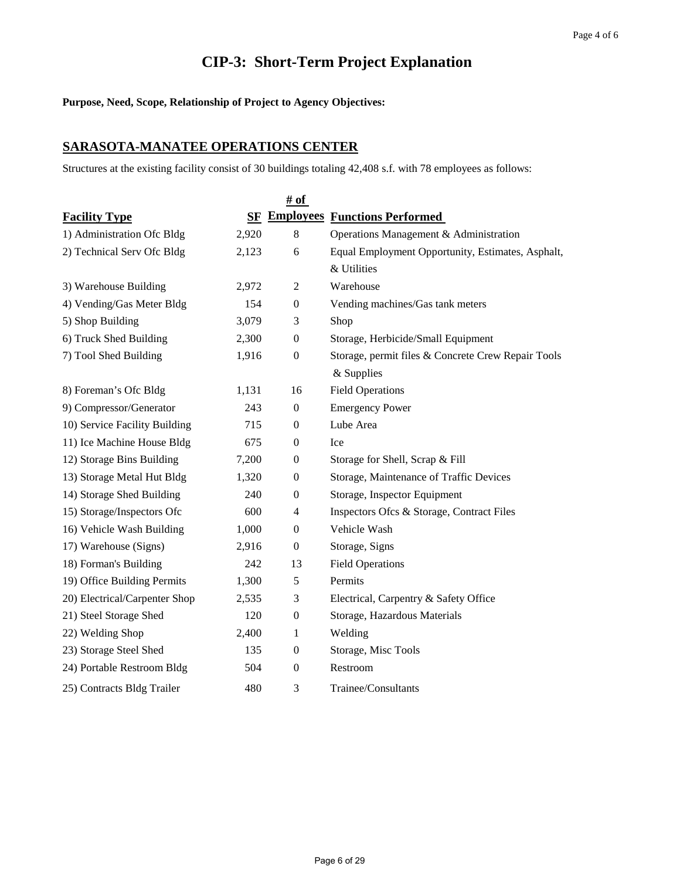# CIP-3: Short-Term Project Explanation

**Purpose, Need, Scope, Relationship of Project to Agency Objectives:**

## SARASOTA-MANATEE OPERATIONS CENTER

Structures at the existing facility consist of 30 buildings totaling 42,408 s.f. with 78 employees as follows:

| Facility Type | SF | # of Employees | Functions Performed |
|---|---|---|---|
| 1) Administration Ofc Bldg | 2,920 | 8 | Operations Management & Administration |
| 2) Technical Serv Ofc Bldg | 2,123 | 6 | Equal Employment Opportunity, Estimates, Asphalt, & Utilities |
| 3) Warehouse Building | 2,972 | 2 | Warehouse |
| 4) Vending/Gas Meter Bldg | 154 | 0 | Vending machines/Gas tank meters |
| 5) Shop Building | 3,079 | 3 | Shop |
| 6) Truck Shed Building | 2,300 | 0 | Storage, Herbicide/Small Equipment |
| 7) Tool Shed Building | 1,916 | 0 | Storage, permit files & Concrete Crew Repair Tools & Supplies |
| 8) Foreman's Ofc Bldg | 1,131 | 16 | Field Operations |
| 9) Compressor/Generator | 243 | 0 | Emergency Power |
| 10) Service Facility Building | 715 | 0 | Lube Area |
| 11) Ice Machine House Bldg | 675 | 0 | Ice |
| 12) Storage Bins Building | 7,200 | 0 | Storage for Shell, Scrap & Fill |
| 13) Storage Metal Hut Bldg | 1,320 | 0 | Storage, Maintenance of Traffic Devices |
| 14) Storage Shed Building | 240 | 0 | Storage, Inspector Equipment |
| 15) Storage/Inspectors Ofc | 600 | 4 | Inspectors Ofcs & Storage, Contract Files |
| 16) Vehicle Wash Building | 1,000 | 0 | Vehicle Wash |
| 17) Warehouse (Signs) | 2,916 | 0 | Storage, Signs |
| 18) Forman's Building | 242 | 13 | Field Operations |
| 19) Office Building Permits | 1,300 | 5 | Permits |
| 20) Electrical/Carpenter Shop | 2,535 | 3 | Electrical, Carpentry & Safety Office |
| 21) Steel Storage Shed | 120 | 0 | Storage, Hazardous Materials |
| 22) Welding Shop | 2,400 | 1 | Welding |
| 23) Storage Steel Shed | 135 | 0 | Storage, Misc Tools |
| 24) Portable Restroom Bldg | 504 | 0 | Restroom |
| 25) Contracts Bldg Trailer | 480 | 3 | Trainee/Consultants |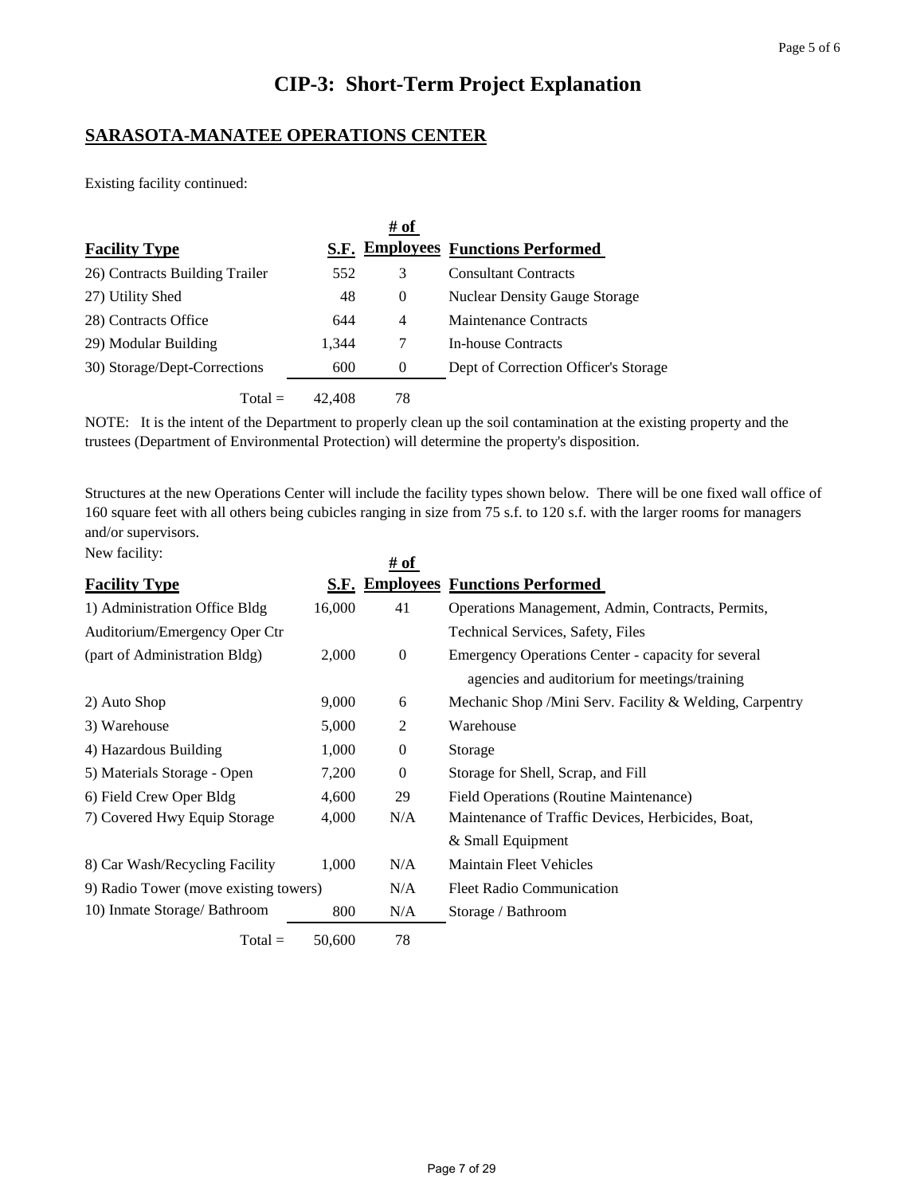# CIP-3: Short-Term Project Explanation

## SARASOTA-MANATEE OPERATIONS CENTER

Existing facility continued:

| Facility Type | S.F. | # of Employees | Functions Performed |
|---|---|---|---|
| 26) Contracts Building Trailer | 552 | 3 | Consultant Contracts |
| 27) Utility Shed | 48 | 0 | Nuclear Density Gauge Storage |
| 28) Contracts Office | 644 | 4 | Maintenance Contracts |
| 29) Modular Building | 1,344 | 7 | In-house Contracts |
| 30) Storage/Dept-Corrections | 600 | 0 | Dept of Correction Officer's Storage |
| Total = | 42,408 | 78 | |

NOTE: It is the intent of the Department to properly clean up the soil contamination at the existing property and the trustees (Department of Environmental Protection) will determine the property's disposition.

Structures at the new Operations Center will include the facility types shown below. There will be one fixed wall office of 160 square feet with all others being cubicles ranging in size from 75 s.f. to 120 s.f. with the larger rooms for managers and/or supervisors.

New facility:

| Facility Type | S.F. | # of Employees | Functions Performed |
|---|---|---|---|
| 1) Administration Office Bldg | 16,000 | 41 | Operations Management, Admin, Contracts, Permits, |
| Auditorium/Emergency Oper Ctr | | | Technical Services, Safety, Files |
| (part of Administration Bldg) | 2,000 | 0 | Emergency Operations Center - capacity for several agencies and auditorium for meetings/training |
| 2) Auto Shop | 9,000 | 6 | Mechanic Shop /Mini Serv. Facility & Welding, Carpentry |
| 3) Warehouse | 5,000 | 2 | Warehouse |
| 4) Hazardous Building | 1,000 | 0 | Storage |
| 5) Materials Storage - Open | 7,200 | 0 | Storage for Shell, Scrap, and Fill |
| 6) Field Crew Oper Bldg | 4,600 | 29 | Field Operations (Routine Maintenance) |
| 7) Covered Hwy Equip Storage | 4,000 | N/A | Maintenance of Traffic Devices, Herbicides, Boat, & Small Equipment |
| 8) Car Wash/Recycling Facility | 1,000 | N/A | Maintain Fleet Vehicles |
| 9) Radio Tower (move existing towers) | | N/A | Fleet Radio Communication |
| 10) Inmate Storage/ Bathroom | 800 | N/A | Storage / Bathroom |
| Total = | 50,600 | 78 | |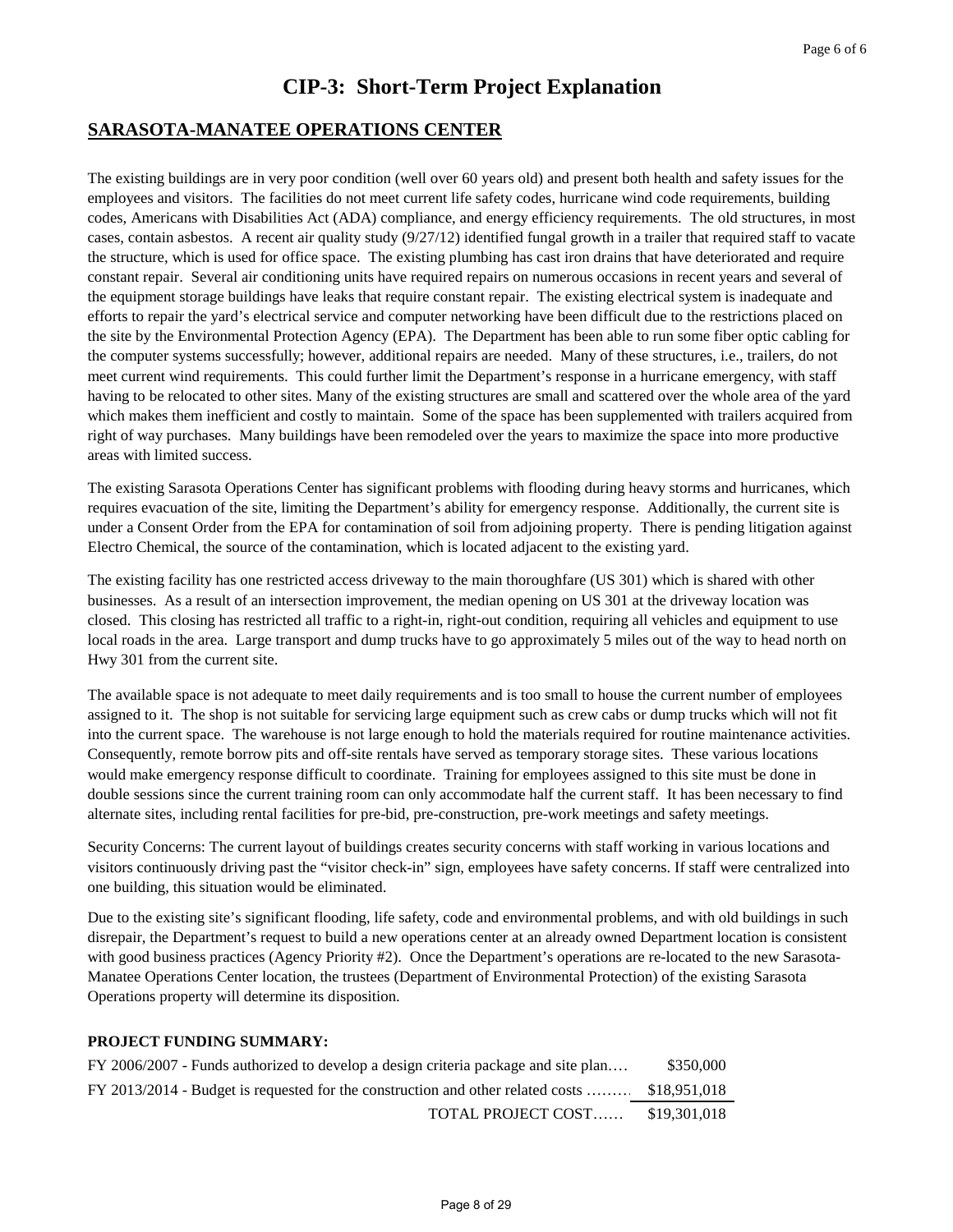# CIP-3: Short-Term Project Explanation

## SARASOTA-MANATEE OPERATIONS CENTER

The existing buildings are in very poor condition (well over 60 years old) and present both health and safety issues for the employees and visitors. The facilities do not meet current life safety codes, hurricane wind code requirements, building codes, Americans with Disabilities Act (ADA) compliance, and energy efficiency requirements. The old structures, in most cases, contain asbestos. A recent air quality study (9/27/12) identified fungal growth in a trailer that required staff to vacate the structure, which is used for office space. The existing plumbing has cast iron drains that have deteriorated and require constant repair. Several air conditioning units have required repairs on numerous occasions in recent years and several of the equipment storage buildings have leaks that require constant repair. The existing electrical system is inadequate and efforts to repair the yard's electrical service and computer networking have been difficult due to the restrictions placed on the site by the Environmental Protection Agency (EPA). The Department has been able to run some fiber optic cabling for the computer systems successfully; however, additional repairs are needed. Many of these structures, i.e., trailers, do not meet current wind requirements. This could further limit the Department's response in a hurricane emergency, with staff having to be relocated to other sites. Many of the existing structures are small and scattered over the whole area of the yard which makes them inefficient and costly to maintain. Some of the space has been supplemented with trailers acquired from right of way purchases. Many buildings have been remodeled over the years to maximize the space into more productive areas with limited success.

The existing Sarasota Operations Center has significant problems with flooding during heavy storms and hurricanes, which requires evacuation of the site, limiting the Department's ability for emergency response. Additionally, the current site is under a Consent Order from the EPA for contamination of soil from adjoining property. There is pending litigation against Electro Chemical, the source of the contamination, which is located adjacent to the existing yard.

The existing facility has one restricted access driveway to the main thoroughfare (US 301) which is shared with other businesses. As a result of an intersection improvement, the median opening on US 301 at the driveway location was closed. This closing has restricted all traffic to a right-in, right-out condition, requiring all vehicles and equipment to use local roads in the area. Large transport and dump trucks have to go approximately 5 miles out of the way to head north on Hwy 301 from the current site.

The available space is not adequate to meet daily requirements and is too small to house the current number of employees assigned to it. The shop is not suitable for servicing large equipment such as crew cabs or dump trucks which will not fit into the current space. The warehouse is not large enough to hold the materials required for routine maintenance activities. Consequently, remote borrow pits and off-site rentals have served as temporary storage sites. These various locations would make emergency response difficult to coordinate. Training for employees assigned to this site must be done in double sessions since the current training room can only accommodate half the current staff. It has been necessary to find alternate sites, including rental facilities for pre-bid, pre-construction, pre-work meetings and safety meetings.

Security Concerns: The current layout of buildings creates security concerns with staff working in various locations and visitors continuously driving past the "visitor check-in" sign, employees have safety concerns. If staff were centralized into one building, this situation would be eliminated.

Due to the existing site's significant flooding, life safety, code and environmental problems, and with old buildings in such disrepair, the Department's request to build a new operations center at an already owned Department location is consistent with good business practices (Agency Priority #2). Once the Department's operations are re-located to the new Sarasota-Manatee Operations Center location, the trustees (Department of Environmental Protection) of the existing Sarasota Operations property will determine its disposition.

**PROJECT FUNDING SUMMARY:**

| | |
|---|---|
| FY 2006/2007 - Funds authorized to develop a design criteria package and site plan…. | $350,000 |
| FY 2013/2014 - Budget is requested for the construction and other related costs ……… | $18,951,018 |
| TOTAL PROJECT COST…… | $19,301,018 |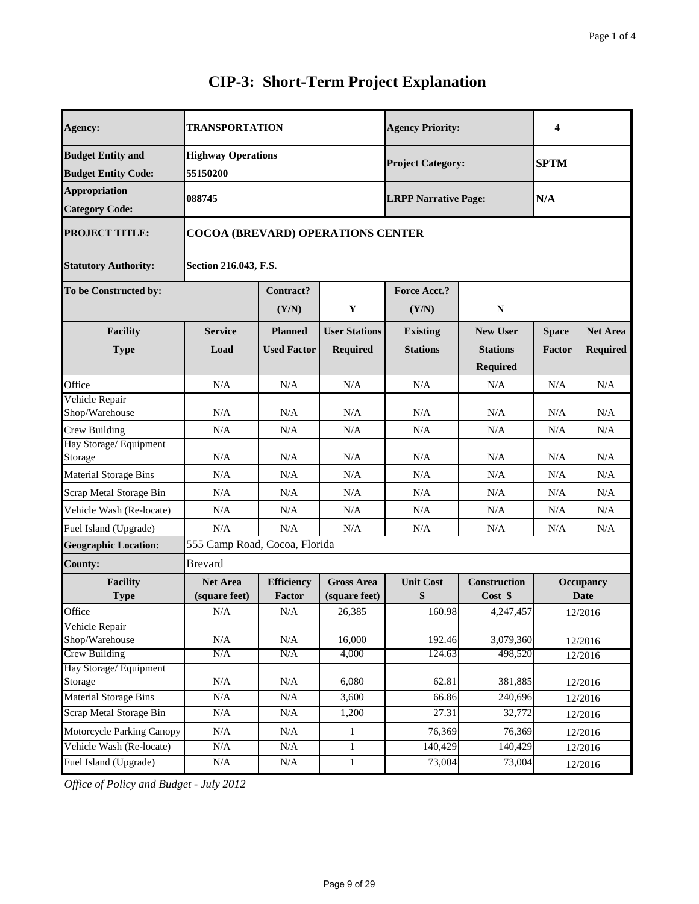# CIP-3: Short-Term Project Explanation

| **Agency:** | **TRANSPORTATION** | | | **Agency Priority:** | | **4** | |
|---|---|---|---|---|---|---|---|
| **Budget Entity and Budget Entity Code:** | **Highway Operations 55150200** | | | **Project Category:** | | **SPTM** | |
| **Appropriation Category Code:** | **088745** | | | **LRPP Narrative Page:** | | **N/A** | |
| **PROJECT TITLE:** | **COCOA (BREVARD) OPERATIONS CENTER** | | | | | | |
| **Statutory Authority:** | **Section 216.043, F.S.** | | | | | | |
| **To be Constructed by:** | | **Contract? (Y/N)** | **Y** | **Force Acct.? (Y/N)** | **N** | | |
| **Facility Type** | **Service Load** | **Planned Used Factor** | **User Stations Required** | **Existing Stations** | **New User Stations Required** | **Space Factor** | **Net Area Required** |
| Office | N/A | N/A | N/A | N/A | N/A | N/A | N/A |
| Vehicle Repair Shop/Warehouse | N/A | N/A | N/A | N/A | N/A | N/A | N/A |
| Crew Building | N/A | N/A | N/A | N/A | N/A | N/A | N/A |
| Hay Storage/ Equipment Storage | N/A | N/A | N/A | N/A | N/A | N/A | N/A |
| Material Storage Bins | N/A | N/A | N/A | N/A | N/A | N/A | N/A |
| Scrap Metal Storage Bin | N/A | N/A | N/A | N/A | N/A | N/A | N/A |
| Vehicle Wash (Re-locate) | N/A | N/A | N/A | N/A | N/A | N/A | N/A |
| Fuel Island (Upgrade) | N/A | N/A | N/A | N/A | N/A | N/A | N/A |
| **Geographic Location:** | 555 Camp Road, Cocoa, Florida | | | | | | |
| **County:** | Brevard | | | | | | |
| **Facility Type** | **Net Area (square feet)** | **Efficiency Factor** | **Gross Area (square feet)** | **Unit Cost $** | **Construction Cost $** | **Occupancy Date** | |
| Office | N/A | N/A | 26,385 | 160.98 | 4,247,457 | 12/2016 | |
| Vehicle Repair Shop/Warehouse | N/A | N/A | 16,000 | 192.46 | 3,079,360 | 12/2016 | |
| Crew Building | N/A | N/A | 4,000 | 124.63 | 498,520 | 12/2016 | |
| Hay Storage/ Equipment Storage | N/A | N/A | 6,080 | 62.81 | 381,885 | 12/2016 | |
| Material Storage Bins | N/A | N/A | 3,600 | 66.86 | 240,696 | 12/2016 | |
| Scrap Metal Storage Bin | N/A | N/A | 1,200 | 27.31 | 32,772 | 12/2016 | |
| Motorcycle Parking Canopy | N/A | N/A | 1 | 76,369 | 76,369 | 12/2016 | |
| Vehicle Wash (Re-locate) | N/A | N/A | 1 | 140,429 | 140,429 | 12/2016 | |
| Fuel Island (Upgrade) | N/A | N/A | 1 | 73,004 | 73,004 | 12/2016 | |

*Office of Policy and Budget - July 2012*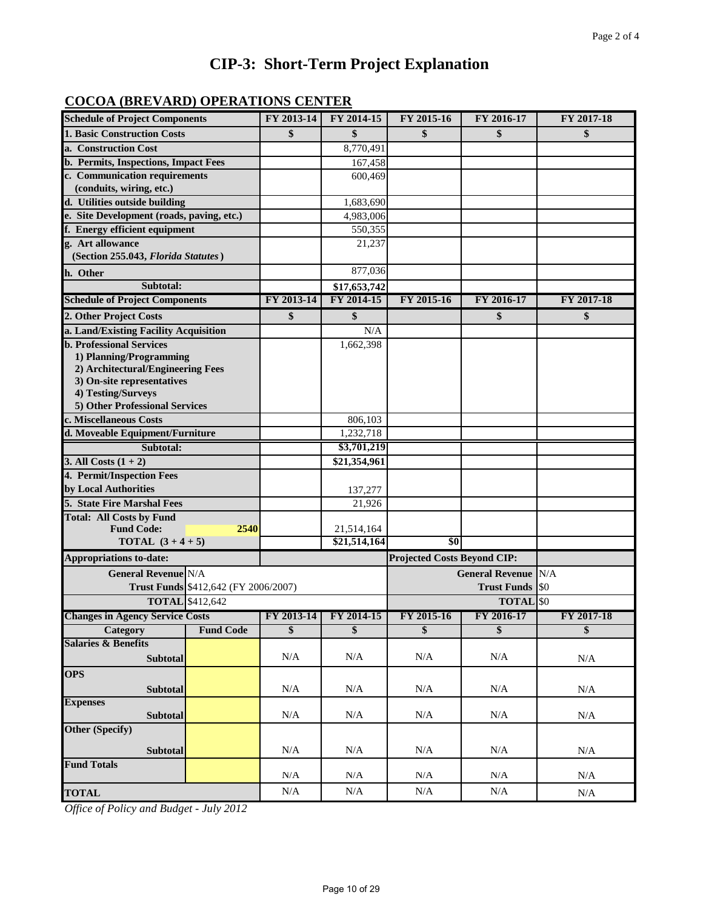# CIP-3: Short-Term Project Explanation

## COCOA (BREVARD) OPERATIONS CENTER

| Schedule of Project Components | | FY 2013-14 | FY 2014-15 | FY 2015-16 | FY 2016-17 | FY 2017-18 |
|---|---|---|---|---|---|---|
| **1. Basic Construction Costs** | | $ | $ | $ | $ | $ |
| a. Construction Cost | | | 8,770,491 | | | |
| b. Permits, Inspections, Impact Fees | | | 167,458 | | | |
| c. Communication requirements (conduits, wiring, etc.) | | | 600,469 | | | |
| d. Utilities outside building | | | 1,683,690 | | | |
| e. Site Development (roads, paving, etc.) | | | 4,983,006 | | | |
| f. Energy efficient equipment | | | 550,355 | | | |
| g. Art allowance (Section 255.043, *Florida Statutes*) | | | 21,237 | | | |
| h. Other | | | 877,036 | | | |
| Subtotal: | | | $17,653,742 | | | |
| **Schedule of Project Components** | | FY 2013-14 | FY 2014-15 | FY 2015-16 | FY 2016-17 | FY 2017-18 |
| **2. Other Project Costs** | | $ | $ | | $ | $ |
| a. Land/Existing Facility Acquisition | | | N/A | | | |
| b. Professional Services<br>1) Planning/Programming<br>2) Architectural/Engineering Fees<br>3) On-site representatives<br>4) Testing/Surveys<br>5) Other Professional Services | | | 1,662,398 | | | |
| c. Miscellaneous Costs | | | 806,103 | | | |
| d. Moveable Equipment/Furniture | | | 1,232,718 | | | |
| Subtotal: | | | $3,701,219 | | | |
| 3. All Costs (1 + 2) | | | $21,354,961 | | | |
| 4. Permit/Inspection Fees by Local Authorities | | | 137,277 | | | |
| 5. State Fire Marshal Fees | | | 21,926 | | | |
| Total: All Costs by Fund<br>Fund Code: | 2540 | | 21,514,164 | | | |
| TOTAL (3 + 4 + 5) | | | $21,514,164 | $0 | | |

| Appropriations to-date: | | Projected Costs Beyond CIP: | |
|---|---|---|---|
| General Revenue | N/A | General Revenue | N/A |
| Trust Funds | $412,642 (FY 2006/2007) | Trust Funds | $0 |
| TOTAL | $412,642 | TOTAL | $0 |

| Changes in Agency Service Costs | | FY 2013-14 | FY 2014-15 | FY 2015-16 | FY 2016-17 | FY 2017-18 |
|---|---|---|---|---|---|---|
| Category | Fund Code | $ | $ | $ | $ | $ |
| **Salaries & Benefits** Subtotal | | N/A | N/A | N/A | N/A | N/A |
| **OPS** Subtotal | | N/A | N/A | N/A | N/A | N/A |
| **Expenses** Subtotal | | N/A | N/A | N/A | N/A | N/A |
| **Other (Specify)** Subtotal | | N/A | N/A | N/A | N/A | N/A |
| **Fund Totals** | | N/A | N/A | N/A | N/A | N/A |
| **TOTAL** | | N/A | N/A | N/A | N/A | N/A |

*Office of Policy and Budget - July 2012*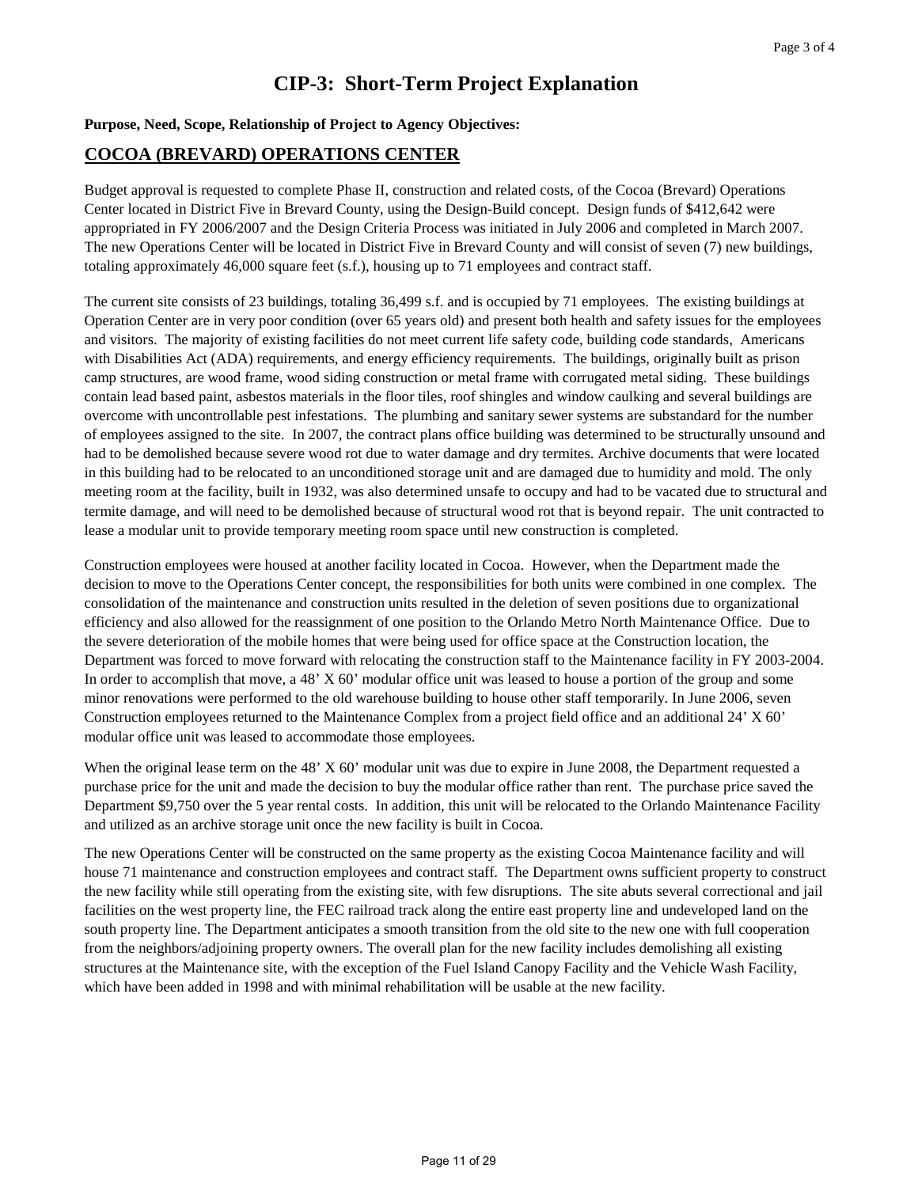# CIP-3: Short-Term Project Explanation

**Purpose, Need, Scope, Relationship of Project to Agency Objectives:**

## COCOA (BREVARD) OPERATIONS CENTER

Budget approval is requested to complete Phase II, construction and related costs, of the Cocoa (Brevard) Operations Center located in District Five in Brevard County, using the Design-Build concept. Design funds of $412,642 were appropriated in FY 2006/2007 and the Design Criteria Process was initiated in July 2006 and completed in March 2007. The new Operations Center will be located in District Five in Brevard County and will consist of seven (7) new buildings, totaling approximately 46,000 square feet (s.f.), housing up to 71 employees and contract staff.

The current site consists of 23 buildings, totaling 36,499 s.f. and is occupied by 71 employees. The existing buildings at Operation Center are in very poor condition (over 65 years old) and present both health and safety issues for the employees and visitors. The majority of existing facilities do not meet current life safety code, building code standards, Americans with Disabilities Act (ADA) requirements, and energy efficiency requirements. The buildings, originally built as prison camp structures, are wood frame, wood siding construction or metal frame with corrugated metal siding. These buildings contain lead based paint, asbestos materials in the floor tiles, roof shingles and window caulking and several buildings are overcome with uncontrollable pest infestations. The plumbing and sanitary sewer systems are substandard for the number of employees assigned to the site. In 2007, the contract plans office building was determined to be structurally unsound and had to be demolished because severe wood rot due to water damage and dry termites. Archive documents that were located in this building had to be relocated to an unconditioned storage unit and are damaged due to humidity and mold. The only meeting room at the facility, built in 1932, was also determined unsafe to occupy and had to be vacated due to structural and termite damage, and will need to be demolished because of structural wood rot that is beyond repair. The unit contracted to lease a modular unit to provide temporary meeting room space until new construction is completed.

Construction employees were housed at another facility located in Cocoa. However, when the Department made the decision to move to the Operations Center concept, the responsibilities for both units were combined in one complex. The consolidation of the maintenance and construction units resulted in the deletion of seven positions due to organizational efficiency and also allowed for the reassignment of one position to the Orlando Metro North Maintenance Office. Due to the severe deterioration of the mobile homes that were being used for office space at the Construction location, the Department was forced to move forward with relocating the construction staff to the Maintenance facility in FY 2003-2004. In order to accomplish that move, a 48' X 60' modular office unit was leased to house a portion of the group and some minor renovations were performed to the old warehouse building to house other staff temporarily. In June 2006, seven Construction employees returned to the Maintenance Complex from a project field office and an additional 24' X 60' modular office unit was leased to accommodate those employees.

When the original lease term on the 48' X 60' modular unit was due to expire in June 2008, the Department requested a purchase price for the unit and made the decision to buy the modular office rather than rent. The purchase price saved the Department $9,750 over the 5 year rental costs. In addition, this unit will be relocated to the Orlando Maintenance Facility and utilized as an archive storage unit once the new facility is built in Cocoa.

The new Operations Center will be constructed on the same property as the existing Cocoa Maintenance facility and will house 71 maintenance and construction employees and contract staff. The Department owns sufficient property to construct the new facility while still operating from the existing site, with few disruptions. The site abuts several correctional and jail facilities on the west property line, the FEC railroad track along the entire east property line and undeveloped land on the south property line. The Department anticipates a smooth transition from the old site to the new one with full cooperation from the neighbors/adjoining property owners. The overall plan for the new facility includes demolishing all existing structures at the Maintenance site, with the exception of the Fuel Island Canopy Facility and the Vehicle Wash Facility, which have been added in 1998 and with minimal rehabilitation will be usable at the new facility.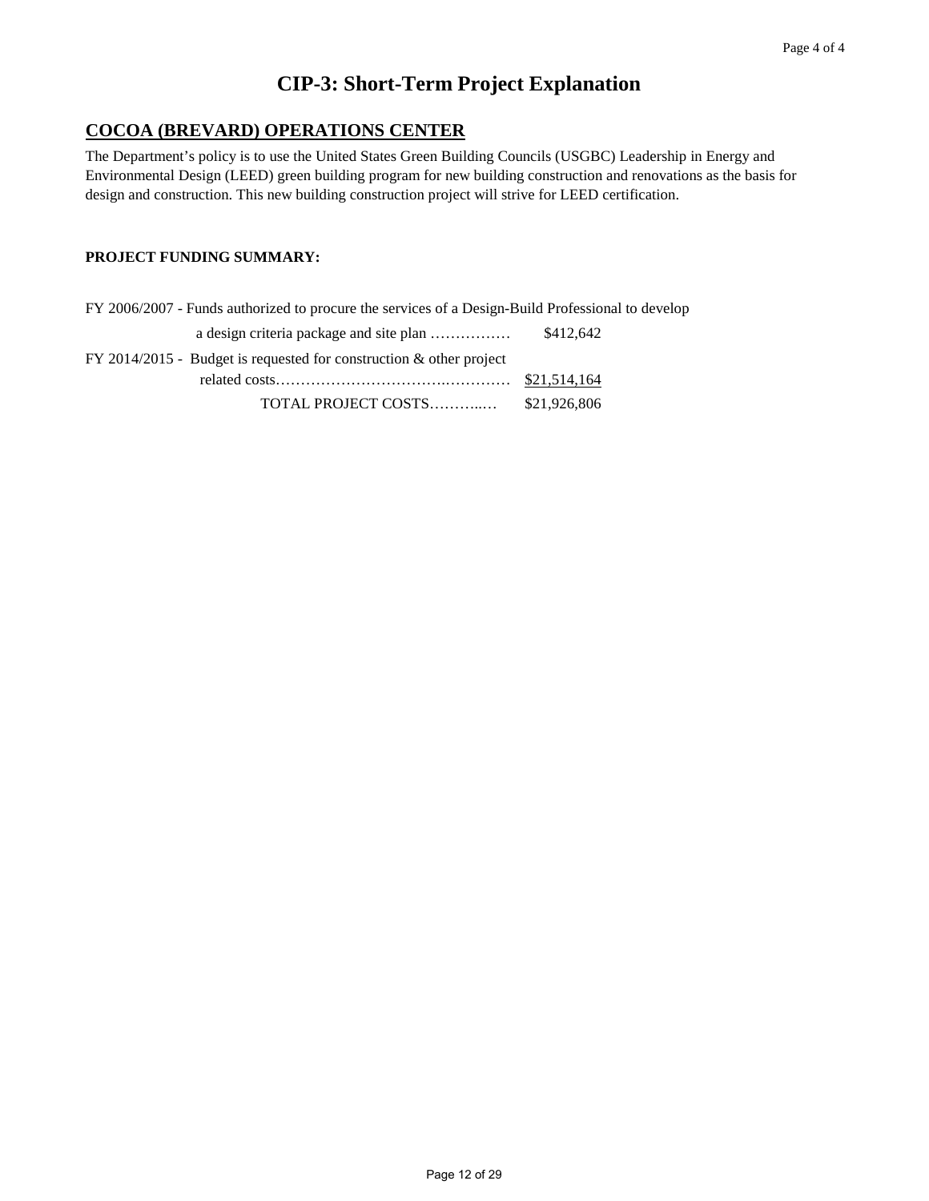# CIP-3: Short-Term Project Explanation

## COCOA (BREVARD) OPERATIONS CENTER

The Department's policy is to use the United States Green Building Councils (USGBC) Leadership in Energy and Environmental Design (LEED) green building program for new building construction and renovations as the basis for design and construction. This new building construction project will strive for LEED certification.

**PROJECT FUNDING SUMMARY:**

FY 2006/2007 - Funds authorized to procure the services of a Design-Build Professional to develop a design criteria package and site plan ……………  $412,642

FY 2014/2015 - Budget is requested for construction & other project related costs…………………………….…………  $21,514,164

TOTAL PROJECT COSTS………..…  $21,926,806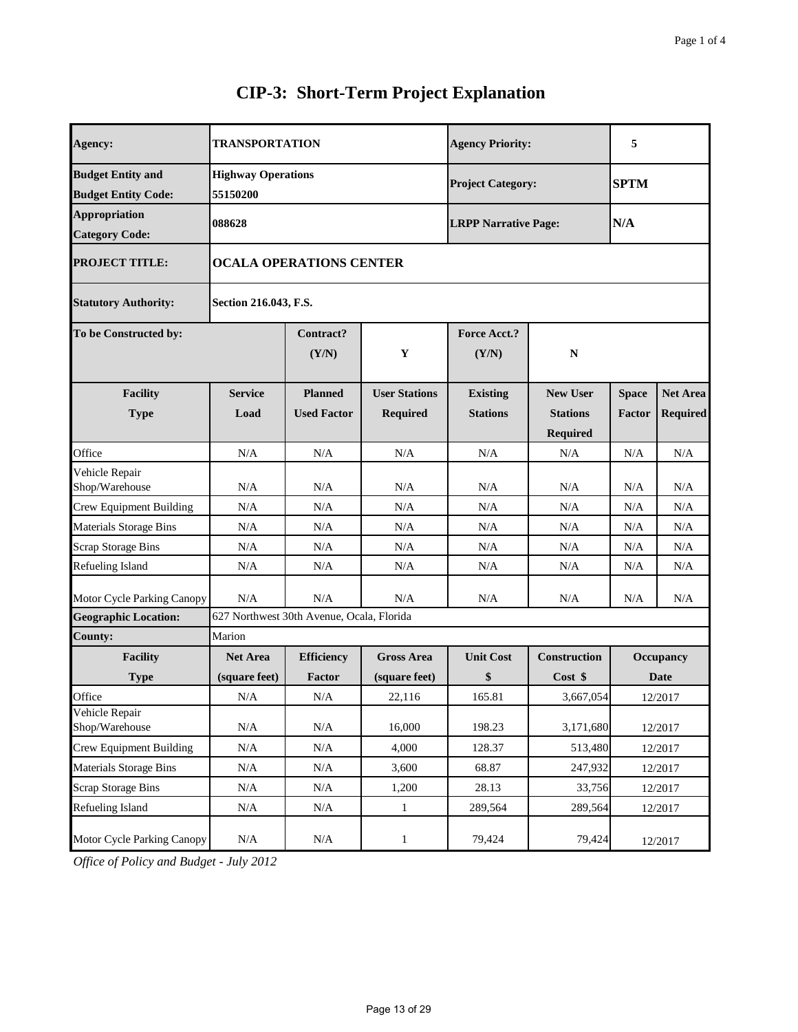# CIP-3: Short-Term Project Explanation

| | | | | | | | |
|---|---|---|---|---|---|---|---|
| **Agency:** | **TRANSPORTATION** | | | **Agency Priority:** | | **5** | |
| **Budget Entity and Budget Entity Code:** | **Highway Operations 55150200** | | | **Project Category:** | | **SPTM** | |
| **Appropriation Category Code:** | **088628** | | | **LRPP Narrative Page:** | | **N/A** | |
| **PROJECT TITLE:** | **OCALA OPERATIONS CENTER** | | | | | | |
| **Statutory Authority:** | **Section 216.043, F.S.** | | | | | | |
| **To be Constructed by:** | | **Contract? (Y/N)** | **Y** | **Force Acct.? (Y/N)** | **N** | | |
| **Facility Type** | **Service Load** | **Planned Used Factor** | **User Stations Required** | **Existing Stations** | **New User Stations Required** | **Space Factor** | **Net Area Required** |
| Office | N/A | N/A | N/A | N/A | N/A | N/A | N/A |
| Vehicle Repair Shop/Warehouse | N/A | N/A | N/A | N/A | N/A | N/A | N/A |
| Crew Equipment Building | N/A | N/A | N/A | N/A | N/A | N/A | N/A |
| Materials Storage Bins | N/A | N/A | N/A | N/A | N/A | N/A | N/A |
| Scrap Storage Bins | N/A | N/A | N/A | N/A | N/A | N/A | N/A |
| Refueling Island | N/A | N/A | N/A | N/A | N/A | N/A | N/A |
| Motor Cycle Parking Canopy | N/A | N/A | N/A | N/A | N/A | N/A | N/A |
| **Geographic Location:** | 627 Northwest 30th Avenue, Ocala, Florida | | | | | | |
| **County:** | Marion | | | | | | |
| **Facility Type** | **Net Area (square feet)** | **Efficiency Factor** | **Gross Area (square feet)** | **Unit Cost $** | **Construction Cost $** | **Occupancy Date** | |
| Office | N/A | N/A | 22,116 | 165.81 | 3,667,054 | 12/2017 | |
| Vehicle Repair Shop/Warehouse | N/A | N/A | 16,000 | 198.23 | 3,171,680 | 12/2017 | |
| Crew Equipment Building | N/A | N/A | 4,000 | 128.37 | 513,480 | 12/2017 | |
| Materials Storage Bins | N/A | N/A | 3,600 | 68.87 | 247,932 | 12/2017 | |
| Scrap Storage Bins | N/A | N/A | 1,200 | 28.13 | 33,756 | 12/2017 | |
| Refueling Island | N/A | N/A | 1 | 289,564 | 289,564 | 12/2017 | |
| Motor Cycle Parking Canopy | N/A | N/A | 1 | 79,424 | 79,424 | 12/2017 | |

*Office of Policy and Budget - July 2012*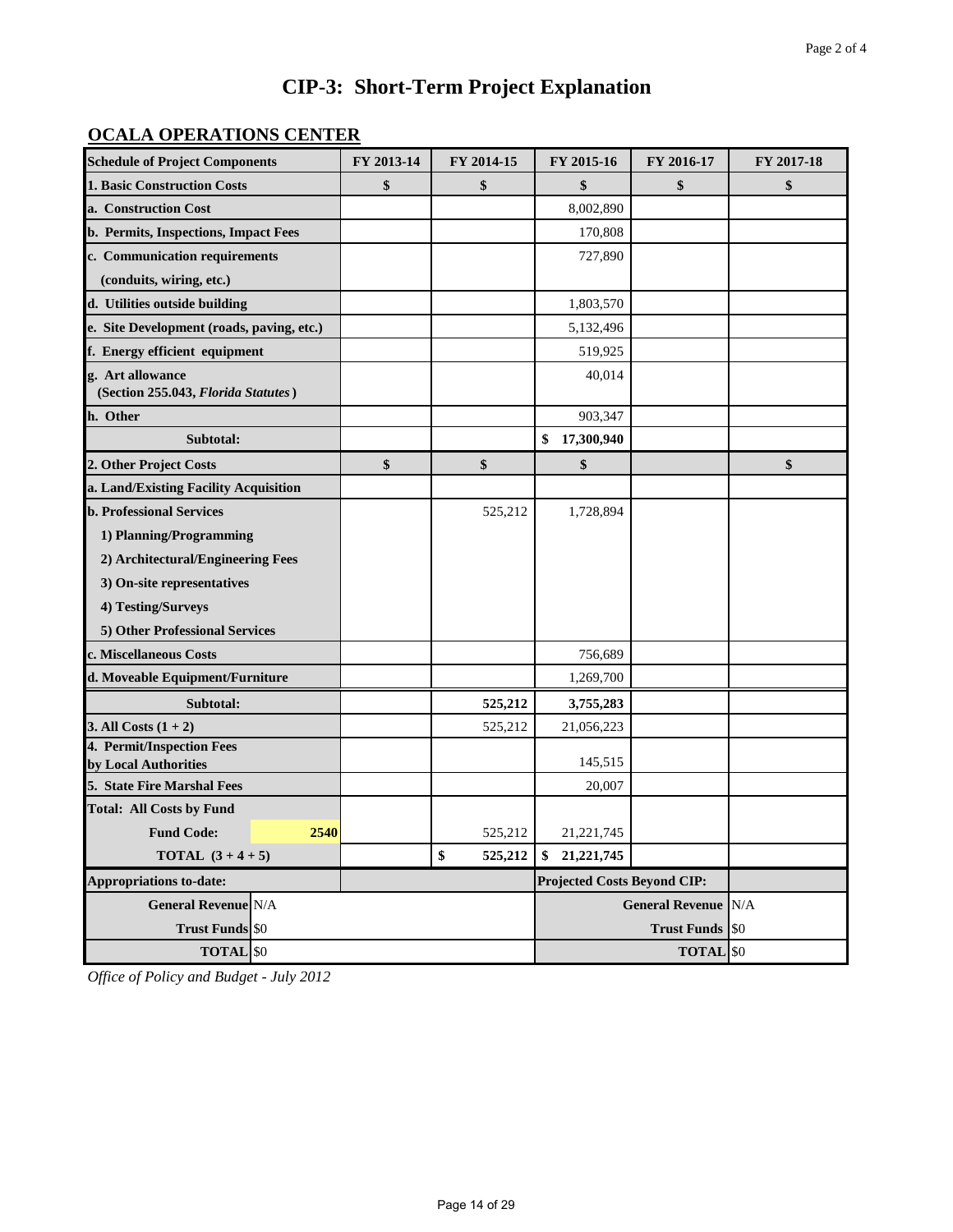# CIP-3: Short-Term Project Explanation

## OCALA OPERATIONS CENTER

| Schedule of Project Components | FY 2013-14 | FY 2014-15 | FY 2015-16 | FY 2016-17 | FY 2017-18 |
|---|---|---|---|---|---|
| **1. Basic Construction Costs** | **$** | **$** | **$** | **$** | **$** |
| **a. Construction Cost** | | | 8,002,890 | | |
| **b. Permits, Inspections, Impact Fees** | | | 170,808 | | |
| **c. Communication requirements (conduits, wiring, etc.)** | | | 727,890 | | |
| **d. Utilities outside building** | | | 1,803,570 | | |
| **e. Site Development (roads, paving, etc.)** | | | 5,132,496 | | |
| **f. Energy efficient equipment** | | | 519,925 | | |
| **g. Art allowance (Section 255.043, *Florida Statutes*)** | | | 40,014 | | |
| **h. Other** | | | 903,347 | | |
| **Subtotal:** | | | **$ 17,300,940** | | |
| **2. Other Project Costs** | **$** | **$** | **$** | | **$** |
| **a. Land/Existing Facility Acquisition** | | | | | |
| **b. Professional Services** | | 525,212 | 1,728,894 | | |
| **1) Planning/Programming** | | | | | |
| **2) Architectural/Engineering Fees** | | | | | |
| **3) On-site representatives** | | | | | |
| **4) Testing/Surveys** | | | | | |
| **5) Other Professional Services** | | | | | |
| **c. Miscellaneous Costs** | | | 756,689 | | |
| **d. Moveable Equipment/Furniture** | | | 1,269,700 | | |
| **Subtotal:** | | **525,212** | **3,755,283** | | |
| **3. All Costs (1 + 2)** | | 525,212 | 21,056,223 | | |
| **4. Permit/Inspection Fees by Local Authorities** | | | 145,515 | | |
| **5. State Fire Marshal Fees** | | | 20,007 | | |
| **Total: All Costs by Fund** | | | | | |
| **Fund Code: 2540** | | 525,212 | 21,221,745 | | |
| **TOTAL (3 + 4 + 5)** | | **$ 525,212** | **$ 21,221,745** | | |

| Appropriations to-date: | | Projected Costs Beyond CIP: | |
|---|---|---|---|
| **General Revenue** | N/A | **General Revenue** | N/A |
| **Trust Funds** | $0 | **Trust Funds** | $0 |
| **TOTAL** | $0 | **TOTAL** | $0 |

*Office of Policy and Budget - July 2012*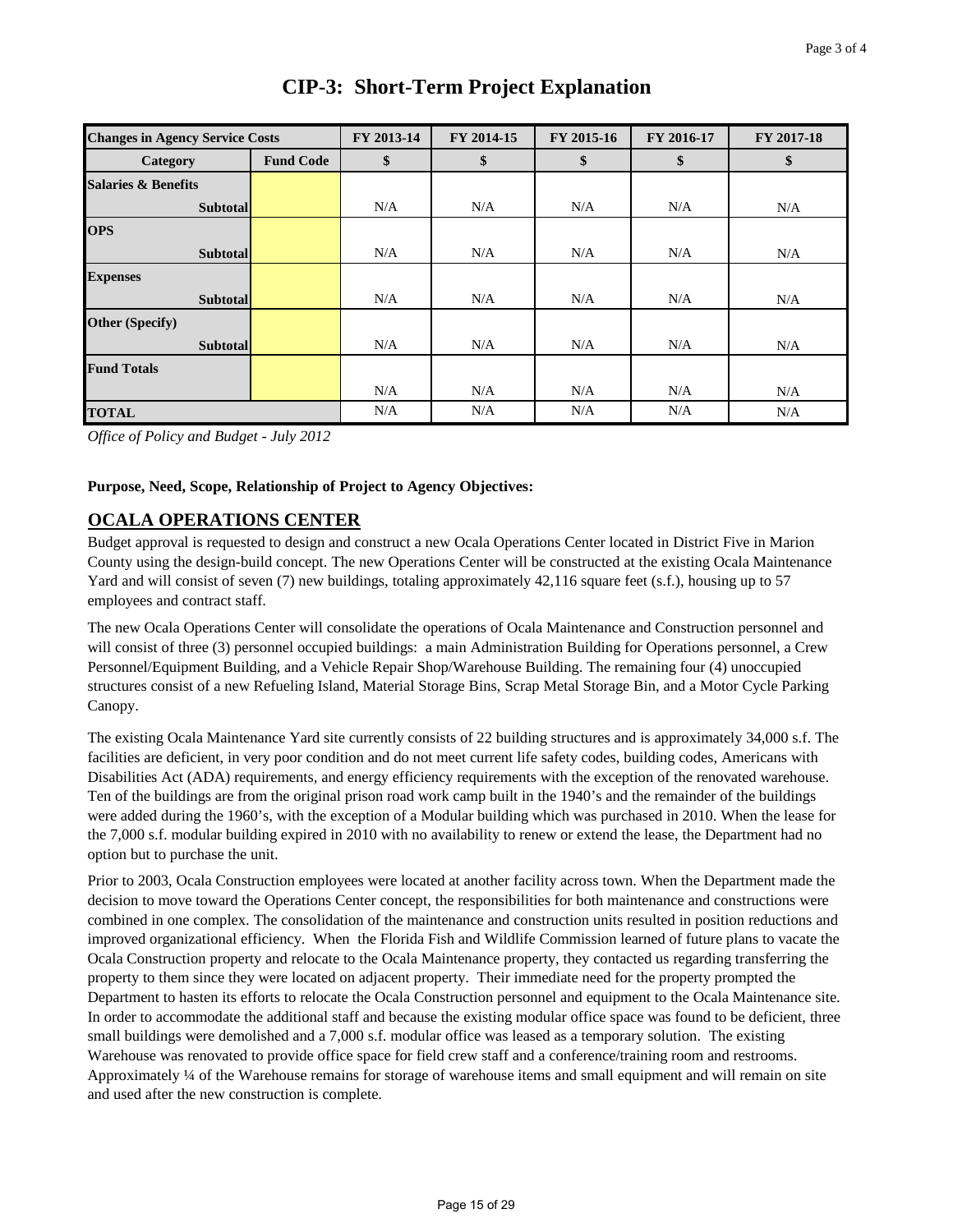# CIP-3: Short-Term Project Explanation

| Changes in Agency Service Costs | | FY 2013-14 | FY 2014-15 | FY 2015-16 | FY 2016-17 | FY 2017-18 |
|---|---|---|---|---|---|---|
| Category | Fund Code | $ | $ | $ | $ | $ |
| **Salaries & Benefits** | | | | | | |
| Subtotal | | N/A | N/A | N/A | N/A | N/A |
| **OPS** | | | | | | |
| Subtotal | | N/A | N/A | N/A | N/A | N/A |
| **Expenses** | | | | | | |
| Subtotal | | N/A | N/A | N/A | N/A | N/A |
| **Other (Specify)** | | | | | | |
| Subtotal | | N/A | N/A | N/A | N/A | N/A |
| **Fund Totals** | | | | | | |
| | | N/A | N/A | N/A | N/A | N/A |
| **TOTAL** | | N/A | N/A | N/A | N/A | N/A |

*Office of Policy and Budget - July 2012*

**Purpose, Need, Scope, Relationship of Project to Agency Objectives:**

## OCALA OPERATIONS CENTER

Budget approval is requested to design and construct a new Ocala Operations Center located in District Five in Marion County using the design-build concept. The new Operations Center will be constructed at the existing Ocala Maintenance Yard and will consist of seven (7) new buildings, totaling approximately 42,116 square feet (s.f.), housing up to 57 employees and contract staff.

The new Ocala Operations Center will consolidate the operations of Ocala Maintenance and Construction personnel and will consist of three (3) personnel occupied buildings: a main Administration Building for Operations personnel, a Crew Personnel/Equipment Building, and a Vehicle Repair Shop/Warehouse Building. The remaining four (4) unoccupied structures consist of a new Refueling Island, Material Storage Bins, Scrap Metal Storage Bin, and a Motor Cycle Parking Canopy.

The existing Ocala Maintenance Yard site currently consists of 22 building structures and is approximately 34,000 s.f. The facilities are deficient, in very poor condition and do not meet current life safety codes, building codes, Americans with Disabilities Act (ADA) requirements, and energy efficiency requirements with the exception of the renovated warehouse. Ten of the buildings are from the original prison road work camp built in the 1940's and the remainder of the buildings were added during the 1960's, with the exception of a Modular building which was purchased in 2010. When the lease for the 7,000 s.f. modular building expired in 2010 with no availability to renew or extend the lease, the Department had no option but to purchase the unit.

Prior to 2003, Ocala Construction employees were located at another facility across town. When the Department made the decision to move toward the Operations Center concept, the responsibilities for both maintenance and constructions were combined in one complex. The consolidation of the maintenance and construction units resulted in position reductions and improved organizational efficiency. When the Florida Fish and Wildlife Commission learned of future plans to vacate the Ocala Construction property and relocate to the Ocala Maintenance property, they contacted us regarding transferring the property to them since they were located on adjacent property. Their immediate need for the property prompted the Department to hasten its efforts to relocate the Ocala Construction personnel and equipment to the Ocala Maintenance site. In order to accommodate the additional staff and because the existing modular office space was found to be deficient, three small buildings were demolished and a 7,000 s.f. modular office was leased as a temporary solution. The existing Warehouse was renovated to provide office space for field crew staff and a conference/training room and restrooms. Approximately ¼ of the Warehouse remains for storage of warehouse items and small equipment and will remain on site and used after the new construction is complete.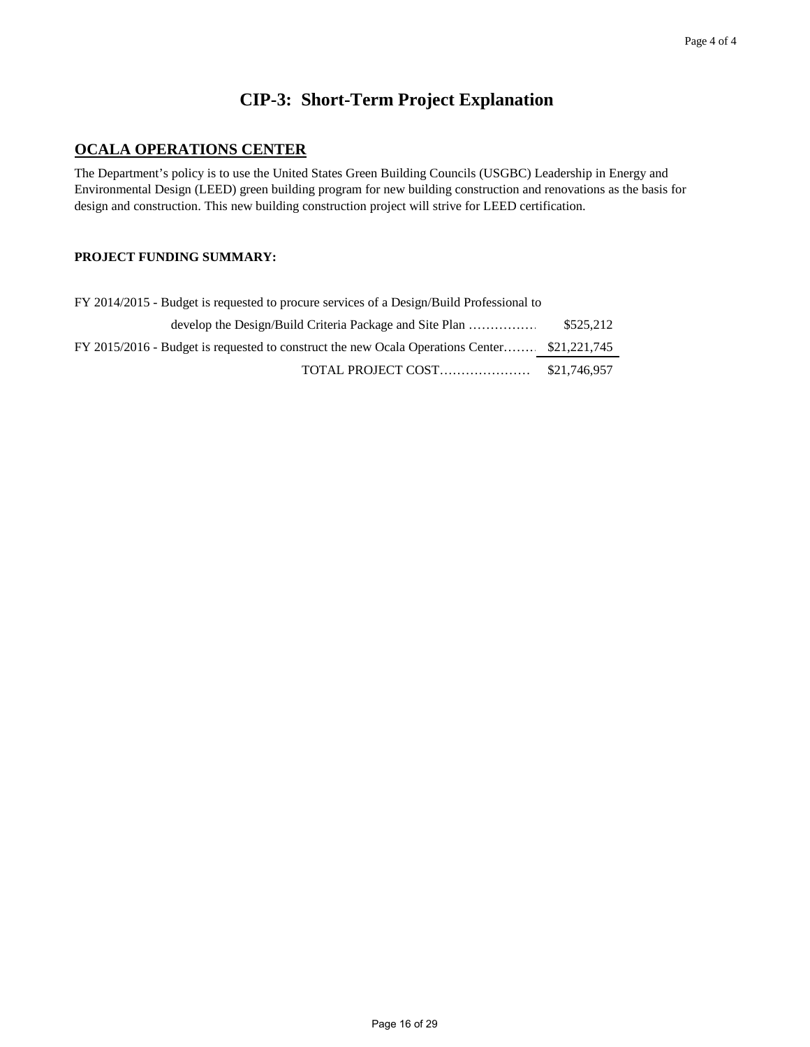# CIP-3: Short-Term Project Explanation

## OCALA OPERATIONS CENTER

The Department's policy is to use the United States Green Building Councils (USGBC) Leadership in Energy and Environmental Design (LEED) green building program for new building construction and renovations as the basis for design and construction. This new building construction project will strive for LEED certification.

**PROJECT FUNDING SUMMARY:**

| | |
|---|---|
| FY 2014/2015 - Budget is requested to procure services of a Design/Build Professional to develop the Design/Build Criteria Package and Site Plan ……………… | $525,212 |
| FY 2015/2016 - Budget is requested to construct the new Ocala Operations Center……… | $21,221,745 |
| TOTAL PROJECT COST………………… | $21,746,957 |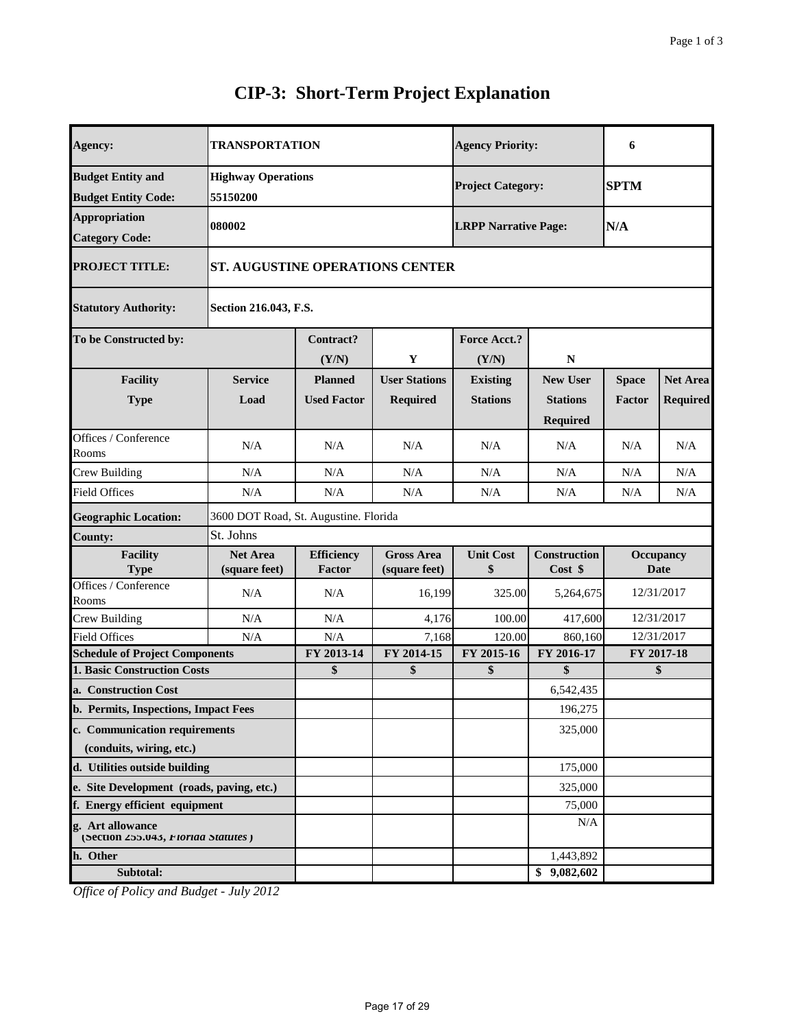# CIP-3: Short-Term Project Explanation

| | | | | | | | |
|---|---|---|---|---|---|---|---|
| **Agency:** | **TRANSPORTATION** | | | **Agency Priority:** | | **6** | |
| **Budget Entity and Budget Entity Code:** | **Highway Operations 55150200** | | | **Project Category:** | | **SPTM** | |
| **Appropriation Category Code:** | **080002** | | | **LRPP Narrative Page:** | | **N/A** | |
| **PROJECT TITLE:** | **ST. AUGUSTINE OPERATIONS CENTER** | | | | | | |
| **Statutory Authority:** | **Section 216.043, F.S.** | | | | | | |
| **To be Constructed by:** | | **Contract? (Y/N)** | **Y** | **Force Acct.? (Y/N)** | **N** | | |
| **Facility Type** | **Service Load** | **Planned Used Factor** | **User Stations Required** | **Existing Stations** | **New User Stations Required** | **Space Factor** | **Net Area Required** |
| Offices / Conference Rooms | N/A | N/A | N/A | N/A | N/A | N/A | N/A |
| Crew Building | N/A | N/A | N/A | N/A | N/A | N/A | N/A |
| Field Offices | N/A | N/A | N/A | N/A | N/A | N/A | N/A |
| **Geographic Location:** | 3600 DOT Road, St. Augustine. Florida | | | | | | |
| **County:** | St. Johns | | | | | | |
| **Facility Type** | **Net Area (square feet)** | **Efficiency Factor** | **Gross Area (square feet)** | **Unit Cost $** | **Construction Cost $** | **Occupancy Date** | |
| Offices / Conference Rooms | N/A | N/A | 16,199 | 325.00 | 5,264,675 | 12/31/2017 | |
| Crew Building | N/A | N/A | 4,176 | 100.00 | 417,600 | 12/31/2017 | |
| Field Offices | N/A | N/A | 7,168 | 120.00 | 860,160 | 12/31/2017 | |
| **Schedule of Project Components** | | **FY 2013-14** | **FY 2014-15** | **FY 2015-16** | **FY 2016-17** | **FY 2017-18** | |
| **1. Basic Construction Costs** | | **$** | **$** | **$** | **$** | **$** | |
| **a. Construction Cost** | | | | | 6,542,435 | | |
| **b. Permits, Inspections, Impact Fees** | | | | | 196,275 | | |
| **c. Communication requirements (conduits, wiring, etc.)** | | | | | 325,000 | | |
| **d. Utilities outside building** | | | | | 175,000 | | |
| **e. Site Development (roads, paving, etc.)** | | | | | 325,000 | | |
| **f. Energy efficient equipment** | | | | | 75,000 | | |
| **g. Art allowance (Section 255.043, *Florida Statutes*)** | | | | | N/A | | |
| **h. Other** | | | | | 1,443,892 | | |
| **Subtotal:** | | | | | **$ 9,082,602** | | |

*Office of Policy and Budget - July 2012*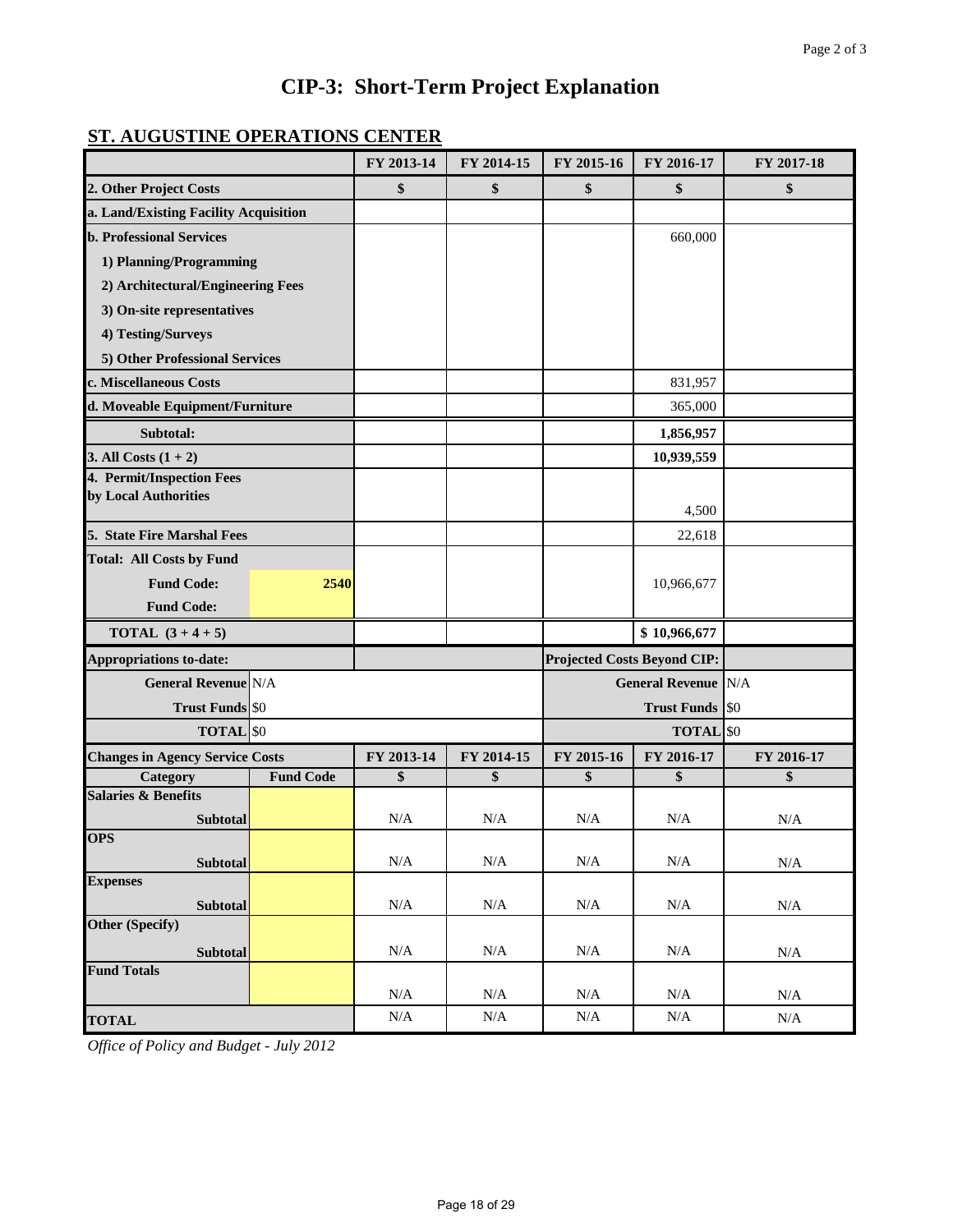# CIP-3: Short-Term Project Explanation

## ST. AUGUSTINE OPERATIONS CENTER

| | | FY 2013-14 | FY 2014-15 | FY 2015-16 | FY 2016-17 | FY 2017-18 |
|---|---|---|---|---|---|---|
| **2. Other Project Costs** | | **$** | **$** | **$** | **$** | **$** |
| **a. Land/Existing Facility Acquisition** | | | | | | |
| **b. Professional Services** | | | | | 660,000 | |
| **1) Planning/Programming** | | | | | | |
| **2) Architectural/Engineering Fees** | | | | | | |
| **3) On-site representatives** | | | | | | |
| **4) Testing/Surveys** | | | | | | |
| **5) Other Professional Services** | | | | | | |
| **c. Miscellaneous Costs** | | | | | 831,957 | |
| **d. Moveable Equipment/Furniture** | | | | | 365,000 | |
| **Subtotal:** | | | | | **1,856,957** | |
| **3. All Costs (1 + 2)** | | | | | **10,939,559** | |
| **4. Permit/Inspection Fees by Local Authorities** | | | | | 4,500 | |
| **5. State Fire Marshal Fees** | | | | | 22,618 | |
| **Total: All Costs by Fund** | | | | | | |
| **Fund Code:** | **2540** | | | | 10,966,677 | |
| **Fund Code:** | | | | | | |
| **TOTAL (3 + 4 + 5)** | | | | | **$ 10,966,677** | |

| Appropriations to-date: | | Projected Costs Beyond CIP: | |
|---|---|---|---|
| **General Revenue** | N/A | **General Revenue** | N/A |
| **Trust Funds** | $0 | **Trust Funds** | $0 |
| **TOTAL** | $0 | **TOTAL** | $0 |

| Changes in Agency Service Costs | | FY 2013-14 | FY 2014-15 | FY 2015-16 | FY 2016-17 | FY 2016-17 |
|---|---|---|---|---|---|---|
| **Category** | **Fund Code** | **$** | **$** | **$** | **$** | **$** |
| **Salaries & Benefits** | | | | | | |
| **Subtotal** | | N/A | N/A | N/A | N/A | N/A |
| **OPS** | | | | | | |
| **Subtotal** | | N/A | N/A | N/A | N/A | N/A |
| **Expenses** | | | | | | |
| **Subtotal** | | N/A | N/A | N/A | N/A | N/A |
| **Other (Specify)** | | | | | | |
| **Subtotal** | | N/A | N/A | N/A | N/A | N/A |
| **Fund Totals** | | N/A | N/A | N/A | N/A | N/A |
| **TOTAL** | | N/A | N/A | N/A | N/A | N/A |

*Office of Policy and Budget - July 2012*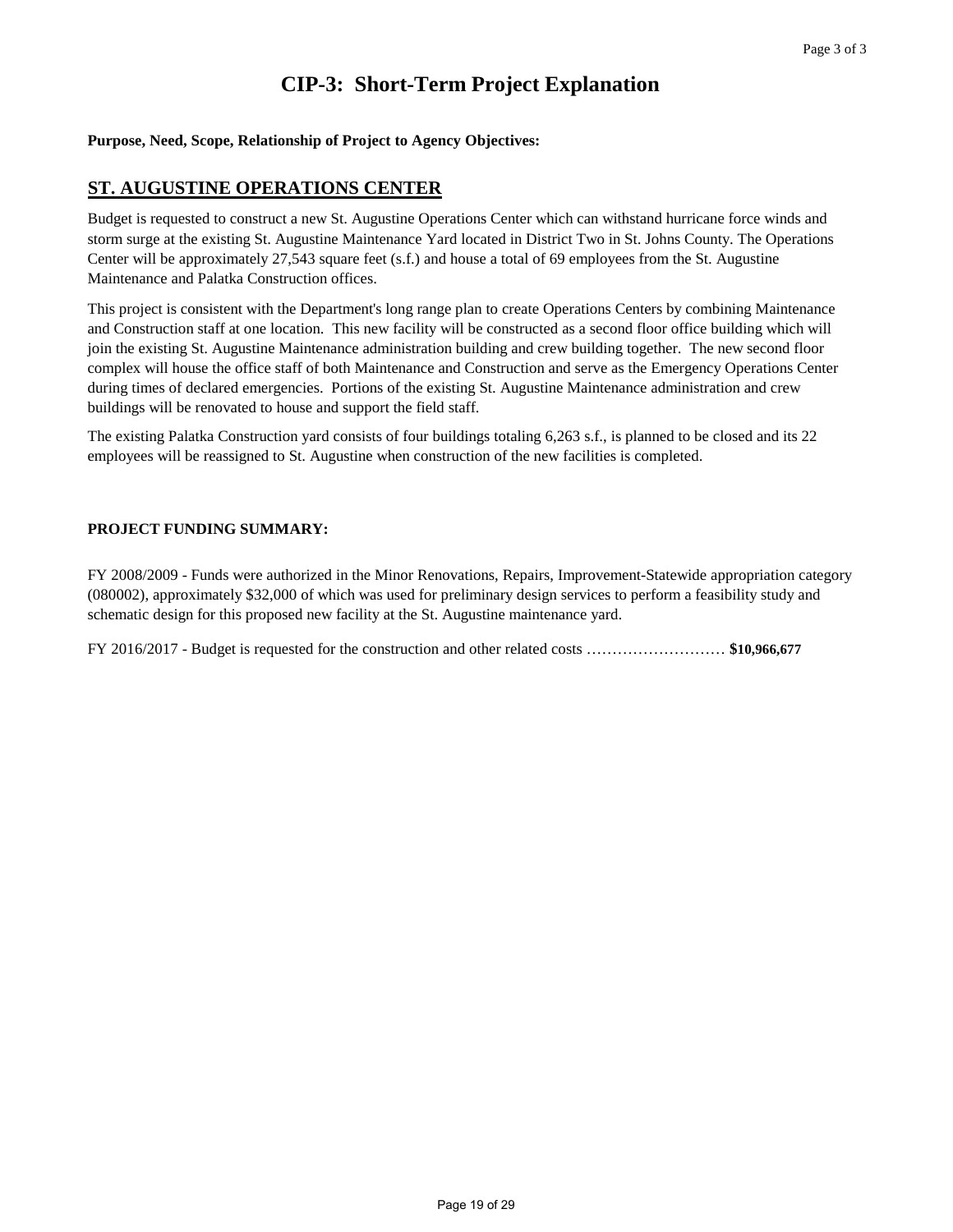# CIP-3: Short-Term Project Explanation

**Purpose, Need, Scope, Relationship of Project to Agency Objectives:**

## ST. AUGUSTINE OPERATIONS CENTER

Budget is requested to construct a new St. Augustine Operations Center which can withstand hurricane force winds and storm surge at the existing St. Augustine Maintenance Yard located in District Two in St. Johns County. The Operations Center will be approximately 27,543 square feet (s.f.) and house a total of 69 employees from the St. Augustine Maintenance and Palatka Construction offices.

This project is consistent with the Department's long range plan to create Operations Centers by combining Maintenance and Construction staff at one location. This new facility will be constructed as a second floor office building which will join the existing St. Augustine Maintenance administration building and crew building together. The new second floor complex will house the office staff of both Maintenance and Construction and serve as the Emergency Operations Center during times of declared emergencies. Portions of the existing St. Augustine Maintenance administration and crew buildings will be renovated to house and support the field staff.

The existing Palatka Construction yard consists of four buildings totaling 6,263 s.f., is planned to be closed and its 22 employees will be reassigned to St. Augustine when construction of the new facilities is completed.

**PROJECT FUNDING SUMMARY:**

FY 2008/2009 - Funds were authorized in the Minor Renovations, Repairs, Improvement-Statewide appropriation category (080002), approximately $32,000 of which was used for preliminary design services to perform a feasibility study and schematic design for this proposed new facility at the St. Augustine maintenance yard.

FY 2016/2017 - Budget is requested for the construction and other related costs ……………………… **$10,966,677**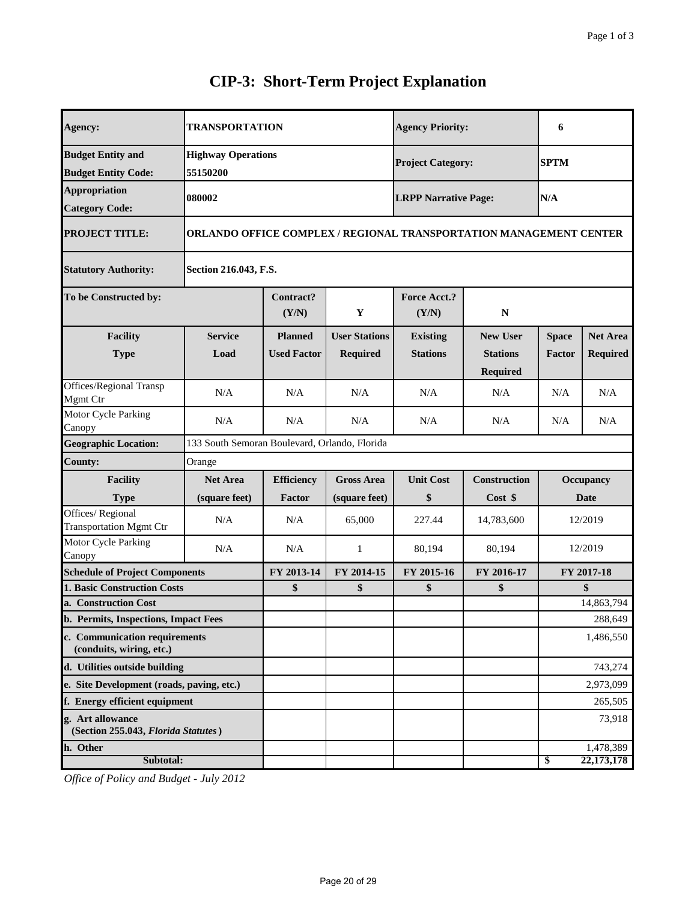# CIP-3: Short-Term Project Explanation

| Agency: | TRANSPORTATION | | | Agency Priority: | | 6 | |
|---|---|---|---|---|---|---|---|
| Budget Entity and Budget Entity Code: | Highway Operations 55150200 | | | Project Category: | | SPTM | |
| Appropriation Category Code: | 080002 | | | LRPP Narrative Page: | | N/A | |
| PROJECT TITLE: | ORLANDO OFFICE COMPLEX / REGIONAL TRANSPORTATION MANAGEMENT CENTER | | | | | | |
| Statutory Authority: | Section 216.043, F.S. | | | | | | |
| To be Constructed by: | | Contract? (Y/N) | Y | Force Acct.? (Y/N) | N | | |
| Facility Type | Service Load | Planned Used Factor | User Stations Required | Existing Stations | New User Stations Required | Space Factor | Net Area Required |
| Offices/Regional Transp Mgmt Ctr | N/A | N/A | N/A | N/A | N/A | N/A | N/A |
| Motor Cycle Parking Canopy | N/A | N/A | N/A | N/A | N/A | N/A | N/A |
| Geographic Location: | 133 South Semoran Boulevard, Orlando, Florida | | | | | | |
| County: | Orange | | | | | | |
| Facility Type | Net Area (square feet) | Efficiency Factor | Gross Area (square feet) | Unit Cost $ | Construction Cost $ | Occupancy Date | |
| Offices/ Regional Transportation Mgmt Ctr | N/A | N/A | 65,000 | 227.44 | 14,783,600 | 12/2019 | |
| Motor Cycle Parking Canopy | N/A | N/A | 1 | 80,194 | 80,194 | 12/2019 | |

| Schedule of Project Components | FY 2013-14 | FY 2014-15 | FY 2015-16 | FY 2016-17 | FY 2017-18 |
|---|---|---|---|---|---|
| 1. Basic Construction Costs | $ | $ | $ | $ | $ |
| a. Construction Cost | | | | | 14,863,794 |
| b. Permits, Inspections, Impact Fees | | | | | 288,649 |
| c. Communication requirements (conduits, wiring, etc.) | | | | | 1,486,550 |
| d. Utilities outside building | | | | | 743,274 |
| e. Site Development (roads, paving, etc.) | | | | | 2,973,099 |
| f. Energy efficient equipment | | | | | 265,505 |
| g. Art allowance (Section 255.043, *Florida Statutes*) | | | | | 73,918 |
| h. Other | | | | | 1,478,389 |
| Subtotal: | | | | | $ 22,173,178 |

*Office of Policy and Budget - July 2012*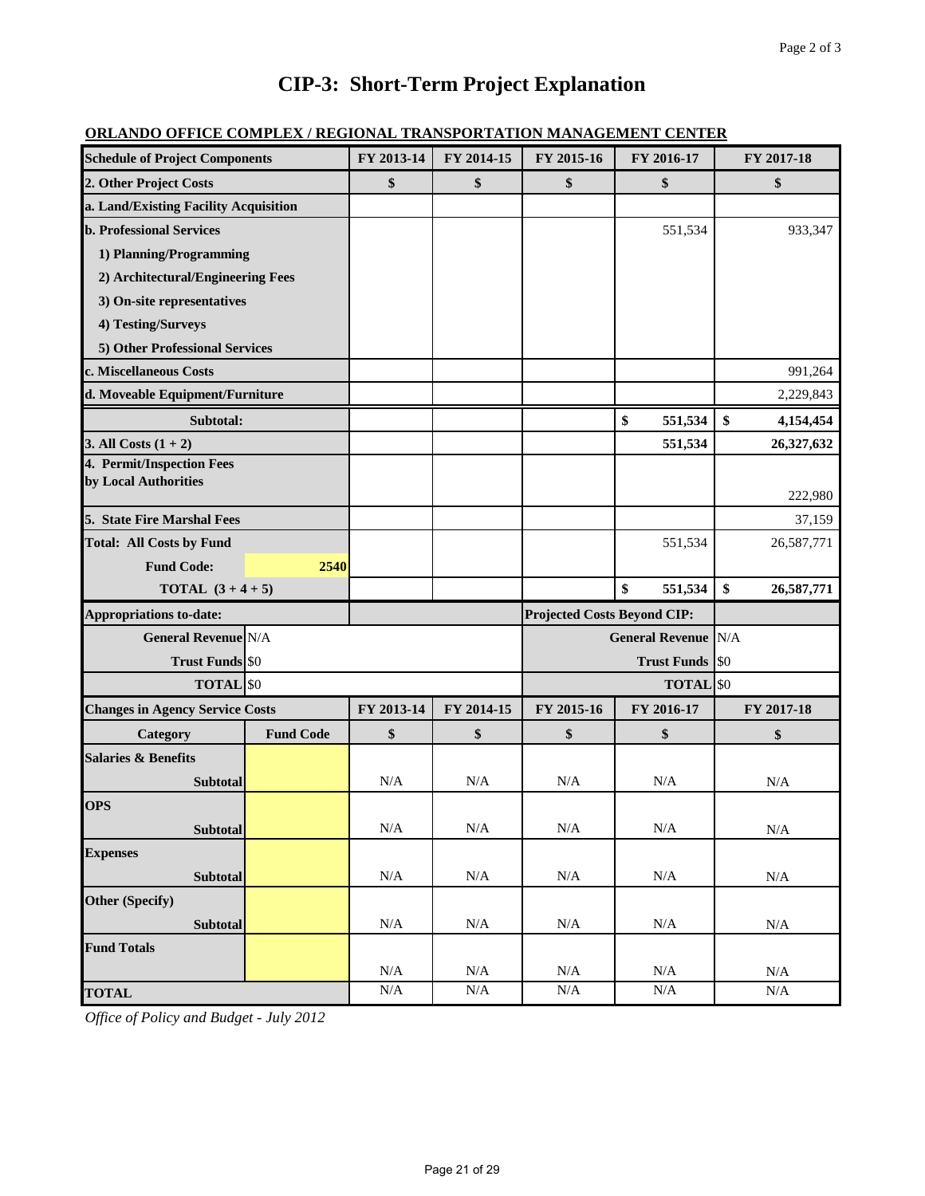# CIP-3: Short-Term Project Explanation

**ORLANDO OFFICE COMPLEX / REGIONAL TRANSPORTATION MANAGEMENT CENTER**

| Schedule of Project Components | | FY 2013-14 | FY 2014-15 | FY 2015-16 | FY 2016-17 | FY 2017-18 |
|---|---|---|---|---|---|---|
| **2. Other Project Costs** | | **$** | **$** | **$** | **$** | **$** |
| **a. Land/Existing Facility Acquisition** | | | | | | |
| **b. Professional Services** | | | | | 551,534 | 933,347 |
| **1) Planning/Programming** | | | | | | |
| **2) Architectural/Engineering Fees** | | | | | | |
| **3) On-site representatives** | | | | | | |
| **4) Testing/Surveys** | | | | | | |
| **5) Other Professional Services** | | | | | | |
| **c. Miscellaneous Costs** | | | | | | 991,264 |
| **d. Moveable Equipment/Furniture** | | | | | | 2,229,843 |
| **Subtotal:** | | | | | **$ 551,534** | **$ 4,154,454** |
| **3. All Costs (1 + 2)** | | | | | **551,534** | **26,327,632** |
| **4. Permit/Inspection Fees by Local Authorities** | | | | | | 222,980 |
| **5. State Fire Marshal Fees** | | | | | | 37,159 |
| **Total: All Costs by Fund** | | | | | 551,534 | 26,587,771 |
| **Fund Code:** | **2540** | | | | | |
| **TOTAL (3 + 4 + 5)** | | | | | **$ 551,534** | **$ 26,587,771** |

| Appropriations to-date: | | Projected Costs Beyond CIP: | |
|---|---|---|---|
| **General Revenue** | N/A | **General Revenue** | N/A |
| **Trust Funds** | $0 | **Trust Funds** | $0 |
| **TOTAL** | $0 | **TOTAL** | $0 |

| Changes in Agency Service Costs | | FY 2013-14 | FY 2014-15 | FY 2015-16 | FY 2016-17 | FY 2017-18 |
|---|---|---|---|---|---|---|
| **Category** | **Fund Code** | **$** | **$** | **$** | **$** | **$** |
| **Salaries & Benefits** | | | | | | |
| **Subtotal** | | N/A | N/A | N/A | N/A | N/A |
| **OPS** | | | | | | |
| **Subtotal** | | N/A | N/A | N/A | N/A | N/A |
| **Expenses** | | | | | | |
| **Subtotal** | | N/A | N/A | N/A | N/A | N/A |
| **Other (Specify)** | | | | | | |
| **Subtotal** | | N/A | N/A | N/A | N/A | N/A |
| **Fund Totals** | | N/A | N/A | N/A | N/A | N/A |
| **TOTAL** | | N/A | N/A | N/A | N/A | N/A |

*Office of Policy and Budget - July 2012*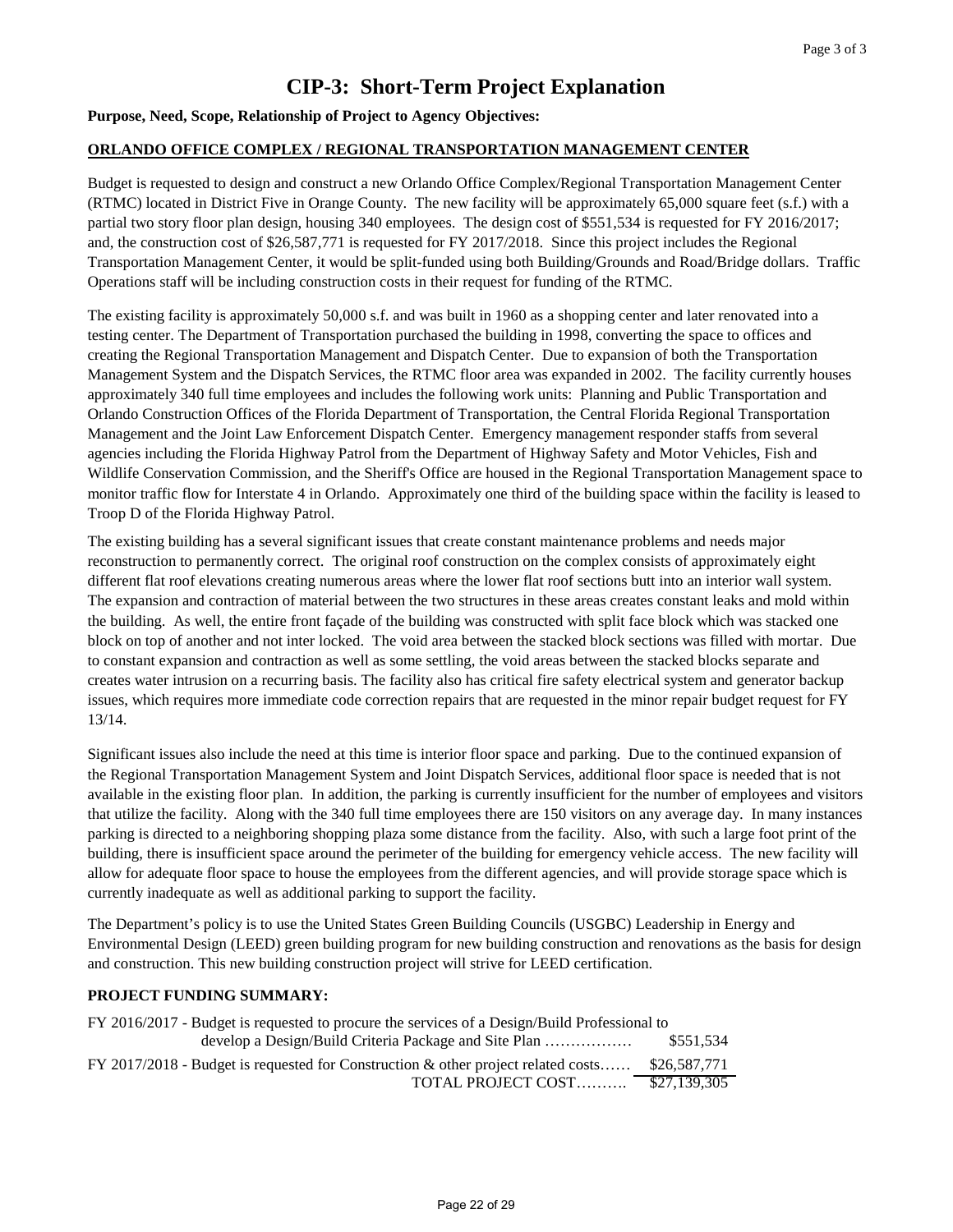# CIP-3: Short-Term Project Explanation

**Purpose, Need, Scope, Relationship of Project to Agency Objectives:**

**ORLANDO OFFICE COMPLEX / REGIONAL TRANSPORTATION MANAGEMENT CENTER**

Budget is requested to design and construct a new Orlando Office Complex/Regional Transportation Management Center (RTMC) located in District Five in Orange County. The new facility will be approximately 65,000 square feet (s.f.) with a partial two story floor plan design, housing 340 employees. The design cost of $551,534 is requested for FY 2016/2017; and, the construction cost of $26,587,771 is requested for FY 2017/2018. Since this project includes the Regional Transportation Management Center, it would be split-funded using both Building/Grounds and Road/Bridge dollars. Traffic Operations staff will be including construction costs in their request for funding of the RTMC.

The existing facility is approximately 50,000 s.f. and was built in 1960 as a shopping center and later renovated into a testing center. The Department of Transportation purchased the building in 1998, converting the space to offices and creating the Regional Transportation Management and Dispatch Center. Due to expansion of both the Transportation Management System and the Dispatch Services, the RTMC floor area was expanded in 2002. The facility currently houses approximately 340 full time employees and includes the following work units: Planning and Public Transportation and Orlando Construction Offices of the Florida Department of Transportation, the Central Florida Regional Transportation Management and the Joint Law Enforcement Dispatch Center. Emergency management responder staffs from several agencies including the Florida Highway Patrol from the Department of Highway Safety and Motor Vehicles, Fish and Wildlife Conservation Commission, and the Sheriff's Office are housed in the Regional Transportation Management space to monitor traffic flow for Interstate 4 in Orlando. Approximately one third of the building space within the facility is leased to Troop D of the Florida Highway Patrol.

The existing building has a several significant issues that create constant maintenance problems and needs major reconstruction to permanently correct. The original roof construction on the complex consists of approximately eight different flat roof elevations creating numerous areas where the lower flat roof sections butt into an interior wall system. The expansion and contraction of material between the two structures in these areas creates constant leaks and mold within the building. As well, the entire front façade of the building was constructed with split face block which was stacked one block on top of another and not inter locked. The void area between the stacked block sections was filled with mortar. Due to constant expansion and contraction as well as some settling, the void areas between the stacked blocks separate and creates water intrusion on a recurring basis. The facility also has critical fire safety electrical system and generator backup issues, which requires more immediate code correction repairs that are requested in the minor repair budget request for FY 13/14.

Significant issues also include the need at this time is interior floor space and parking. Due to the continued expansion of the Regional Transportation Management System and Joint Dispatch Services, additional floor space is needed that is not available in the existing floor plan. In addition, the parking is currently insufficient for the number of employees and visitors that utilize the facility. Along with the 340 full time employees there are 150 visitors on any average day. In many instances parking is directed to a neighboring shopping plaza some distance from the facility. Also, with such a large foot print of the building, there is insufficient space around the perimeter of the building for emergency vehicle access. The new facility will allow for adequate floor space to house the employees from the different agencies, and will provide storage space which is currently inadequate as well as additional parking to support the facility.

The Department's policy is to use the United States Green Building Councils (USGBC) Leadership in Energy and Environmental Design (LEED) green building program for new building construction and renovations as the basis for design and construction. This new building construction project will strive for LEED certification.

**PROJECT FUNDING SUMMARY:**

| | |
|---|---|
| FY 2016/2017 - Budget is requested to procure the services of a Design/Build Professional to develop a Design/Build Criteria Package and Site Plan ……………… | $551,534 |
| FY 2017/2018 - Budget is requested for Construction & other project related costs…… | $26,587,771 |
| TOTAL PROJECT COST………. | $27,139,305 |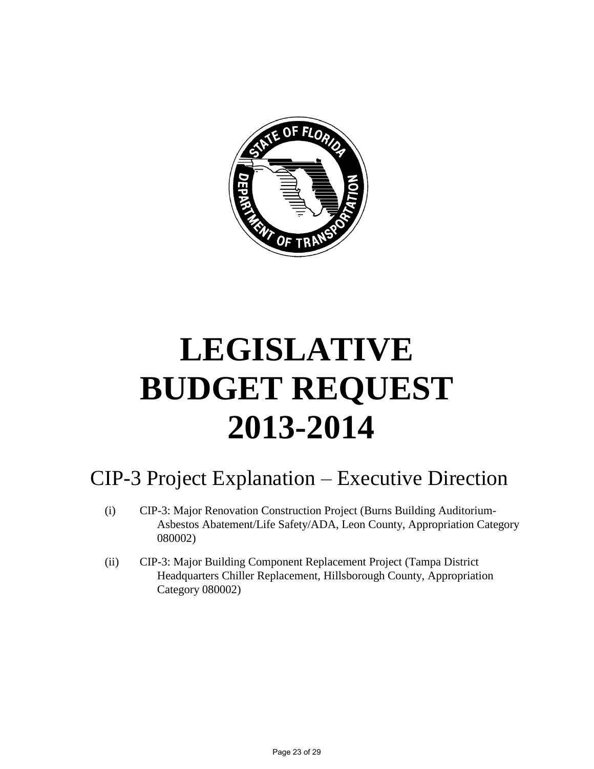# LEGISLATIVE BUDGET REQUEST 2013-2014

## CIP-3 Project Explanation – Executive Direction

(i) CIP-3: Major Renovation Construction Project (Burns Building Auditorium-Asbestos Abatement/Life Safety/ADA, Leon County, Appropriation Category 080002)

(ii) CIP-3: Major Building Component Replacement Project (Tampa District Headquarters Chiller Replacement, Hillsborough County, Appropriation Category 080002)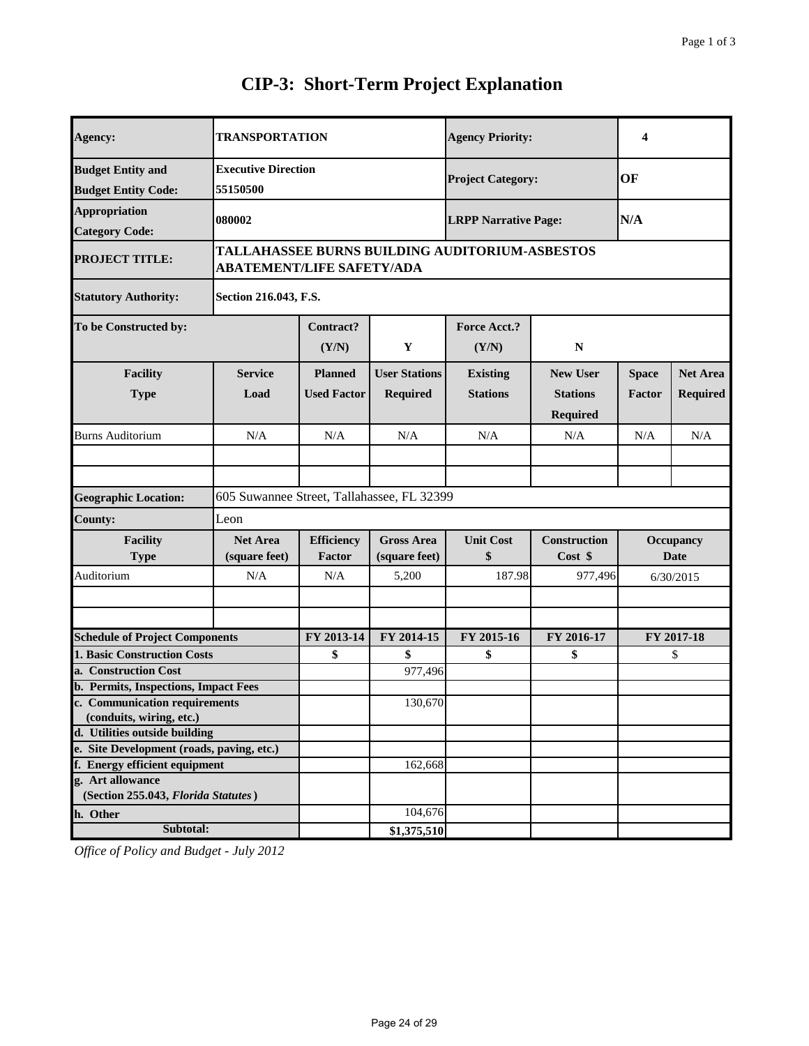# CIP-3: Short-Term Project Explanation

| | | | | | | | |
|---|---|---|---|---|---|---|---|
| **Agency:** | **TRANSPORTATION** | | | **Agency Priority:** | | **4** | |
| **Budget Entity and Budget Entity Code:** | **Executive Direction 55150500** | | | **Project Category:** | | **OF** | |
| **Appropriation Category Code:** | **080002** | | | **LRPP Narrative Page:** | | **N/A** | |
| **PROJECT TITLE:** | **TALLAHASSEE BURNS BUILDING AUDITORIUM-ASBESTOS ABATEMENT/LIFE SAFETY/ADA** | | | | | | |
| **Statutory Authority:** | **Section 216.043, F.S.** | | | | | | |
| **To be Constructed by:** | | **Contract? (Y/N)** | **Y** | **Force Acct.? (Y/N)** | **N** | | |
| **Facility Type** | **Service Load** | **Planned Used Factor** | **User Stations Required** | **Existing Stations** | **New User Stations Required** | **Space Factor** | **Net Area Required** |
| Burns Auditorium | N/A | N/A | N/A | N/A | N/A | N/A | N/A |
| **Geographic Location:** | 605 Suwannee Street, Tallahassee, FL 32399 | | | | | | |
| **County:** | Leon | | | | | | |
| **Facility Type** | **Net Area (square feet)** | **Efficiency Factor** | **Gross Area (square feet)** | **Unit Cost $** | **Construction Cost $** | **Occupancy Date** | |
| Auditorium | N/A | N/A | 5,200 | 187.98 | 977,496 | 6/30/2015 | |

| **Schedule of Project Components** | **FY 2013-14** | **FY 2014-15** | **FY 2015-16** | **FY 2016-17** | **FY 2017-18** |
|---|---|---|---|---|---|
| **1. Basic Construction Costs** | **$** | **$** | **$** | **$** | $ |
| **a. Construction Cost** | | 977,496 | | | |
| **b. Permits, Inspections, Impact Fees** | | | | | |
| **c. Communication requirements (conduits, wiring, etc.)** | | 130,670 | | | |
| **d. Utilities outside building** | | | | | |
| **e. Site Development (roads, paving, etc.)** | | | | | |
| **f. Energy efficient equipment** | | 162,668 | | | |
| **g. Art allowance (Section 255.043, *Florida Statutes*)** | | | | | |
| **h. Other** | | 104,676 | | | |
| **Subtotal:** | | **$1,375,510** | | | |

*Office of Policy and Budget - July 2012*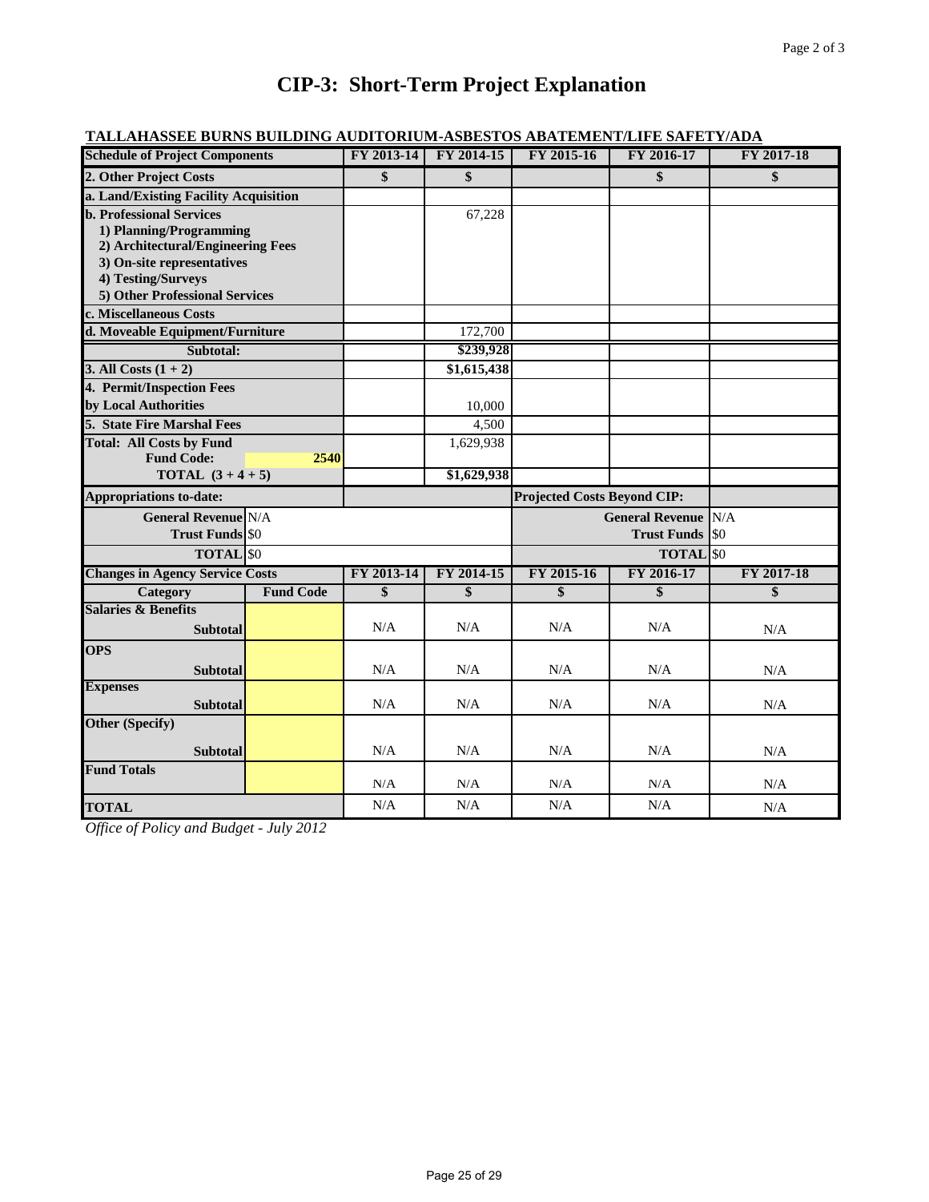# CIP-3: Short-Term Project Explanation

**TALLAHASSEE BURNS BUILDING AUDITORIUM-ASBESTOS ABATEMENT/LIFE SAFETY/ADA**

| Schedule of Project Components | | FY 2013-14 | FY 2014-15 | FY 2015-16 | FY 2016-17 | FY 2017-18 |
|---|---|---|---|---|---|---|
| **2. Other Project Costs** | | $ | $ | | $ | $ |
| **a. Land/Existing Facility Acquisition** | | | | | | |
| **b. Professional Services**<br>1) Planning/Programming<br>2) Architectural/Engineering Fees<br>3) On-site representatives<br>4) Testing/Surveys<br>5) Other Professional Services | | | 67,228 | | | |
| **c. Miscellaneous Costs** | | | | | | |
| **d. Moveable Equipment/Furniture** | | | 172,700 | | | |
| **Subtotal:** | | | $239,928 | | | |
| **3. All Costs (1 + 2)** | | | $1,615,438 | | | |
| **4. Permit/Inspection Fees by Local Authorities** | | | 10,000 | | | |
| **5. State Fire Marshal Fees** | | | 4,500 | | | |
| **Total: All Costs by Fund**<br>**Fund Code:** | **2540** | | 1,629,938 | | | |
| **TOTAL (3 + 4 + 5)** | | | $1,629,938 | | | |

| Appropriations to-date: | | Projected Costs Beyond CIP: | |
|---|---|---|---|
| **General Revenue** | N/A | **General Revenue** | N/A |
| **Trust Funds** | $0 | **Trust Funds** | $0 |
| **TOTAL** | $0 | **TOTAL** | $0 |

| Changes in Agency Service Costs | | FY 2013-14 | FY 2014-15 | FY 2015-16 | FY 2016-17 | FY 2017-18 |
|---|---|---|---|---|---|---|
| **Category** | **Fund Code** | **$** | **$** | **$** | **$** | **$** |
| **Salaries & Benefits**<br>**Subtotal** | | N/A | N/A | N/A | N/A | N/A |
| **OPS**<br>**Subtotal** | | N/A | N/A | N/A | N/A | N/A |
| **Expenses**<br>**Subtotal** | | N/A | N/A | N/A | N/A | N/A |
| **Other (Specify)**<br>**Subtotal** | | N/A | N/A | N/A | N/A | N/A |
| **Fund Totals** | | N/A | N/A | N/A | N/A | N/A |
| **TOTAL** | | N/A | N/A | N/A | N/A | N/A |

*Office of Policy and Budget - July 2012*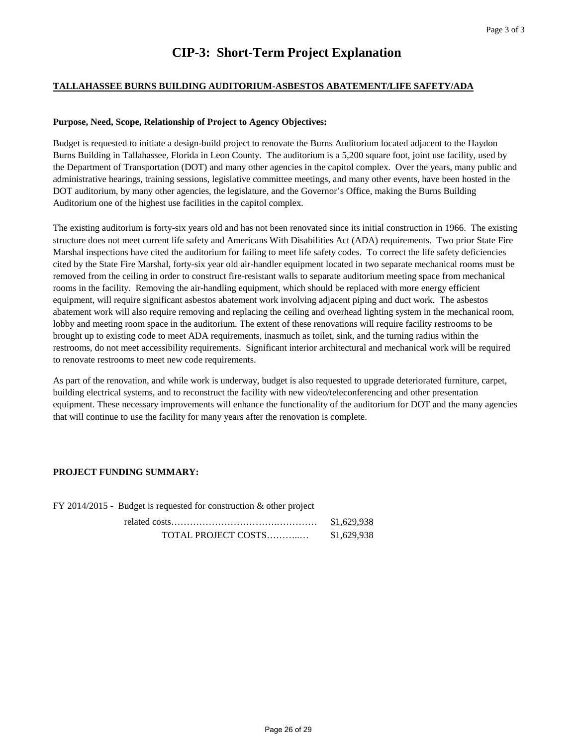# CIP-3: Short-Term Project Explanation

**TALLAHASSEE BURNS BUILDING AUDITORIUM-ASBESTOS ABATEMENT/LIFE SAFETY/ADA**

**Purpose, Need, Scope, Relationship of Project to Agency Objectives:**

Budget is requested to initiate a design-build project to renovate the Burns Auditorium located adjacent to the Haydon Burns Building in Tallahassee, Florida in Leon County. The auditorium is a 5,200 square foot, joint use facility, used by the Department of Transportation (DOT) and many other agencies in the capitol complex. Over the years, many public and administrative hearings, training sessions, legislative committee meetings, and many other events, have been hosted in the DOT auditorium, by many other agencies, the legislature, and the Governor's Office, making the Burns Building Auditorium one of the highest use facilities in the capitol complex.

The existing auditorium is forty-six years old and has not been renovated since its initial construction in 1966. The existing structure does not meet current life safety and Americans With Disabilities Act (ADA) requirements. Two prior State Fire Marshal inspections have cited the auditorium for failing to meet life safety codes. To correct the life safety deficiencies cited by the State Fire Marshal, forty-six year old air-handler equipment located in two separate mechanical rooms must be removed from the ceiling in order to construct fire-resistant walls to separate auditorium meeting space from mechanical rooms in the facility. Removing the air-handling equipment, which should be replaced with more energy efficient equipment, will require significant asbestos abatement work involving adjacent piping and duct work. The asbestos abatement work will also require removing and replacing the ceiling and overhead lighting system in the mechanical room, lobby and meeting room space in the auditorium. The extent of these renovations will require facility restrooms to be brought up to existing code to meet ADA requirements, inasmuch as toilet, sink, and the turning radius within the restrooms, do not meet accessibility requirements. Significant interior architectural and mechanical work will be required to renovate restrooms to meet new code requirements.

As part of the renovation, and while work is underway, budget is also requested to upgrade deteriorated furniture, carpet, building electrical systems, and to reconstruct the facility with new video/teleconferencing and other presentation equipment. These necessary improvements will enhance the functionality of the auditorium for DOT and the many agencies that will continue to use the facility for many years after the renovation is complete.

**PROJECT FUNDING SUMMARY:**

FY 2014/2015 - Budget is requested for construction & other project related costs………………………………………… $1,629,938

TOTAL PROJECT COSTS……….… $1,629,938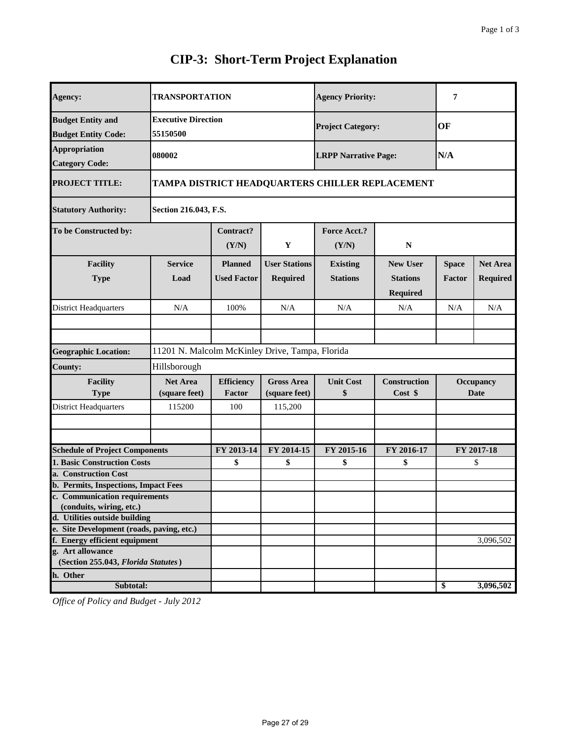# CIP-3: Short-Term Project Explanation

| | | | | | | | |
|---|---|---|---|---|---|---|---|
| **Agency:** | **TRANSPORTATION** | | | **Agency Priority:** | | **7** | |
| **Budget Entity and Budget Entity Code:** | **Executive Direction 55150500** | | | **Project Category:** | | **OF** | |
| **Appropriation Category Code:** | **080002** | | | **LRPP Narrative Page:** | | **N/A** | |
| **PROJECT TITLE:** | **TAMPA DISTRICT HEADQUARTERS CHILLER REPLACEMENT** | | | | | | |
| **Statutory Authority:** | **Section 216.043, F.S.** | | | | | | |
| **To be Constructed by:** | | **Contract? (Y/N)** | **Y** | **Force Acct.? (Y/N)** | **N** | | |
| **Facility Type** | **Service Load** | **Planned Used Factor** | **User Stations Required** | **Existing Stations** | **New User Stations Required** | **Space Factor** | **Net Area Required** |
| District Headquarters | N/A | 100% | N/A | N/A | N/A | N/A | N/A |
| | | | | | | | |
| | | | | | | | |
| **Geographic Location:** | 11201 N. Malcolm McKinley Drive, Tampa, Florida | | | | | | |
| **County:** | Hillsborough | | | | | | |
| **Facility Type** | **Net Area (square feet)** | **Efficiency Factor** | **Gross Area (square feet)** | **Unit Cost $** | **Construction Cost $** | **Occupancy Date** | |
| District Headquarters | 115200 | 100 | 115,200 | | | | |
| | | | | | | | |
| | | | | | | | |

| **Schedule of Project Components** | **FY 2013-14** | **FY 2014-15** | **FY 2015-16** | **FY 2016-17** | **FY 2017-18** |
|---|---|---|---|---|---|
| **1. Basic Construction Costs** | **$** | **$** | **$** | **$** | $ |
| **a. Construction Cost** | | | | | |
| **b. Permits, Inspections, Impact Fees** | | | | | |
| **c. Communication requirements (conduits, wiring, etc.)** | | | | | |
| **d. Utilities outside building** | | | | | |
| **e. Site Development (roads, paving, etc.)** | | | | | |
| **f. Energy efficient equipment** | | | | | 3,096,502 |
| **g. Art allowance (Section 255.043, *Florida Statutes*)** | | | | | |
| **h. Other** | | | | | |
| **Subtotal:** | | | | | **$ 3,096,502** |

*Office of Policy and Budget - July 2012*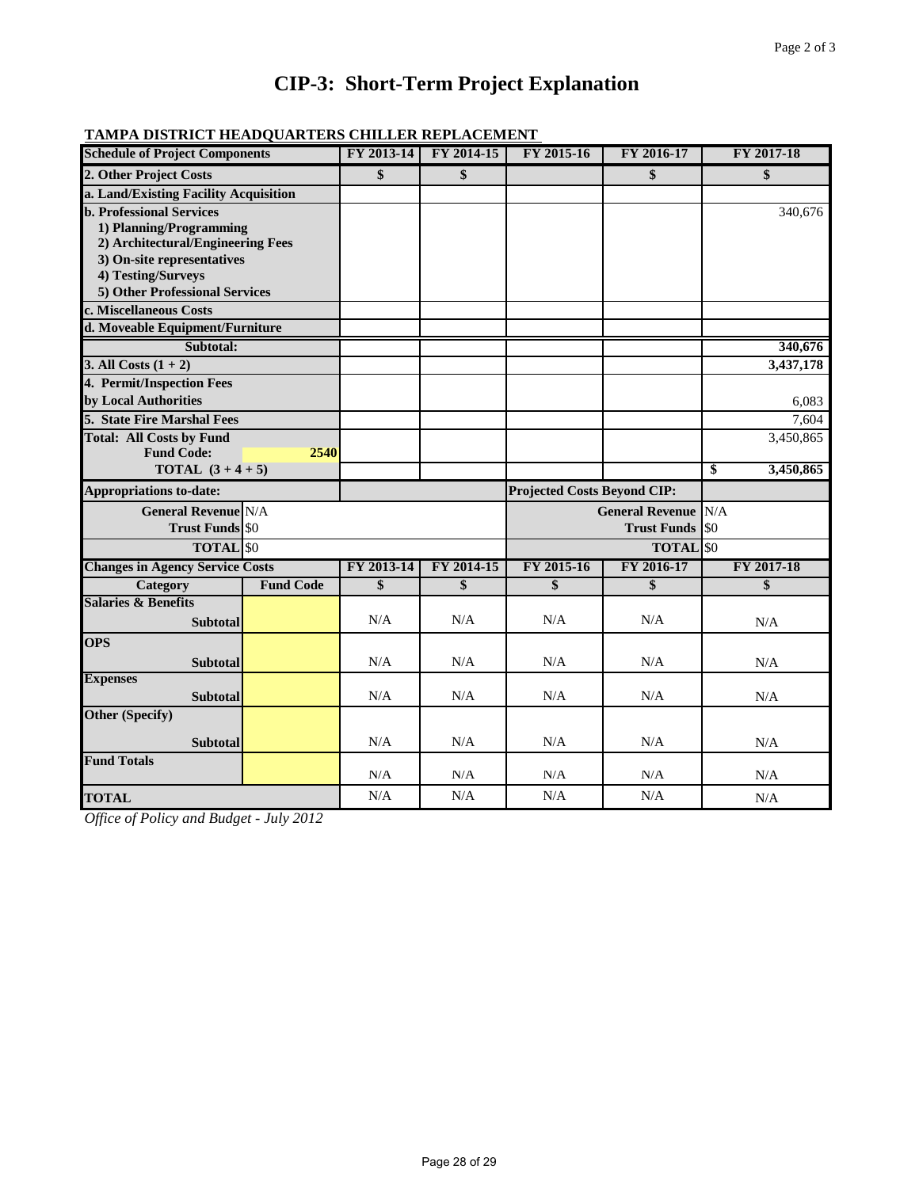# CIP-3: Short-Term Project Explanation

**TAMPA DISTRICT HEADQUARTERS CHILLER REPLACEMENT**

| Schedule of Project Components | | FY 2013-14 | FY 2014-15 | FY 2015-16 | FY 2016-17 | FY 2017-18 |
|---|---|---|---|---|---|---|
| **2. Other Project Costs** | | **$** | **$** | | **$** | **$** |
| **a. Land/Existing Facility Acquisition** | | | | | | |
| **b. Professional Services**<br>**1) Planning/Programming**<br>**2) Architectural/Engineering Fees**<br>**3) On-site representatives**<br>**4) Testing/Surveys**<br>**5) Other Professional Services** | | | | | | 340,676 |
| **c. Miscellaneous Costs** | | | | | | |
| **d. Moveable Equipment/Furniture** | | | | | | |
| **Subtotal:** | | | | | | **340,676** |
| **3. All Costs (1 + 2)** | | | | | | **3,437,178** |
| **4. Permit/Inspection Fees by Local Authorities** | | | | | | 6,083 |
| **5. State Fire Marshal Fees** | | | | | | 7,604 |
| **Total: All Costs by Fund**<br>**Fund Code:** | **2540** | | | | | 3,450,865 |
| **TOTAL (3 + 4 + 5)** | | | | | | **$ 3,450,865** |
| **Appropriations to-date:** | | | | **Projected Costs Beyond CIP:** | | |
| **General Revenue** | N/A | | | | **General Revenue** | N/A |
| **Trust Funds** | $0 | | | | **Trust Funds** | $0 |
| **TOTAL** | $0 | | | | **TOTAL** | $0 |
| **Changes in Agency Service Costs** | | **FY 2013-14** | **FY 2014-15** | **FY 2015-16** | **FY 2016-17** | **FY 2017-18** |
| **Category** | **Fund Code** | **$** | **$** | **$** | **$** | **$** |
| **Salaries & Benefits**<br>**Subtotal** | | N/A | N/A | N/A | N/A | N/A |
| **OPS**<br>**Subtotal** | | N/A | N/A | N/A | N/A | N/A |
| **Expenses**<br>**Subtotal** | | N/A | N/A | N/A | N/A | N/A |
| **Other (Specify)**<br>**Subtotal** | | N/A | N/A | N/A | N/A | N/A |
| **Fund Totals** | | N/A | N/A | N/A | N/A | N/A |
| **TOTAL** | | N/A | N/A | N/A | N/A | N/A |

*Office of Policy and Budget - July 2012*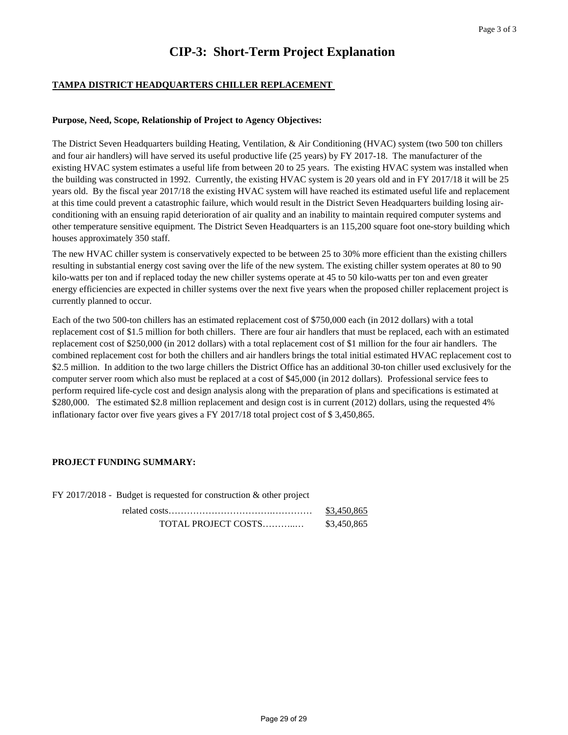# CIP-3: Short-Term Project Explanation

## TAMPA DISTRICT HEADQUARTERS CHILLER REPLACEMENT

**Purpose, Need, Scope, Relationship of Project to Agency Objectives:**

The District Seven Headquarters building Heating, Ventilation, & Air Conditioning (HVAC) system (two 500 ton chillers and four air handlers) will have served its useful productive life (25 years) by FY 2017-18. The manufacturer of the existing HVAC system estimates a useful life from between 20 to 25 years. The existing HVAC system was installed when the building was constructed in 1992. Currently, the existing HVAC system is 20 years old and in FY 2017/18 it will be 25 years old. By the fiscal year 2017/18 the existing HVAC system will have reached its estimated useful life and replacement at this time could prevent a catastrophic failure, which would result in the District Seven Headquarters building losing air-conditioning with an ensuing rapid deterioration of air quality and an inability to maintain required computer systems and other temperature sensitive equipment. The District Seven Headquarters is an 115,200 square foot one-story building which houses approximately 350 staff.

The new HVAC chiller system is conservatively expected to be between 25 to 30% more efficient than the existing chillers resulting in substantial energy cost saving over the life of the new system. The existing chiller system operates at 80 to 90 kilo-watts per ton and if replaced today the new chiller systems operate at 45 to 50 kilo-watts per ton and even greater energy efficiencies are expected in chiller systems over the next five years when the proposed chiller replacement project is currently planned to occur.

Each of the two 500-ton chillers has an estimated replacement cost of $750,000 each (in 2012 dollars) with a total replacement cost of $1.5 million for both chillers. There are four air handlers that must be replaced, each with an estimated replacement cost of $250,000 (in 2012 dollars) with a total replacement cost of $1 million for the four air handlers. The combined replacement cost for both the chillers and air handlers brings the total initial estimated HVAC replacement cost to $2.5 million. In addition to the two large chillers the District Office has an additional 30-ton chiller used exclusively for the computer server room which also must be replaced at a cost of $45,000 (in 2012 dollars). Professional service fees to perform required life-cycle cost and design analysis along with the preparation of plans and specifications is estimated at $280,000. The estimated $2.8 million replacement and design cost is in current (2012) dollars, using the requested 4% inflationary factor over five years gives a FY 2017/18 total project cost of $ 3,450,865.

**PROJECT FUNDING SUMMARY:**

FY 2017/2018 - Budget is requested for construction & other project related costs…………………………….………… $3,450,865

TOTAL PROJECT COSTS………..… $3,450,865